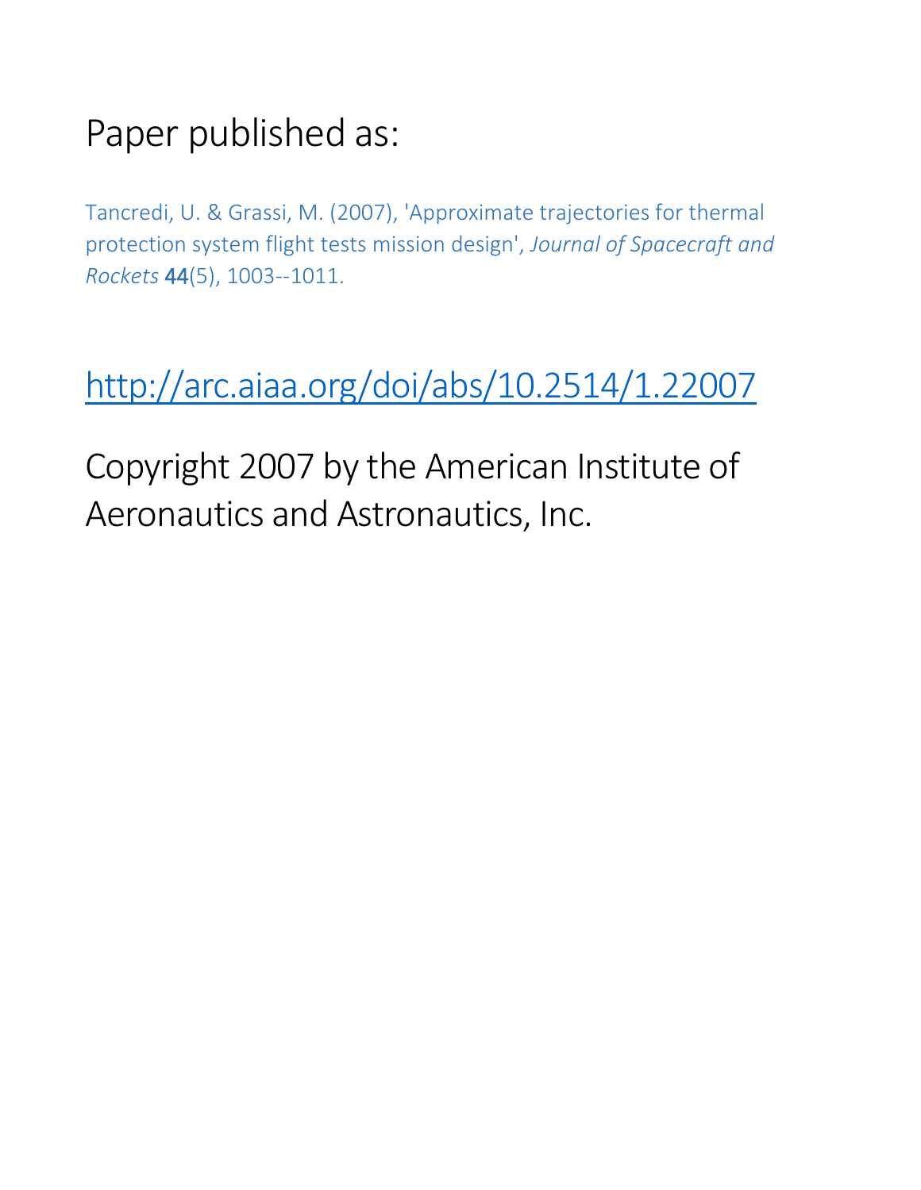# Paper published as:

Tancredi, U. & Grassi, M. (2007), 'Approximate trajectories for thermal protection system flight tests mission design', *Journal of Spacecraft and Rockets* **44**(5), 1003--1011.

## http://arc.aiaa.org/doi/abs/10.2514/1.22007

Copyright 2007 by the American Institute of Aeronautics and Astronautics, Inc.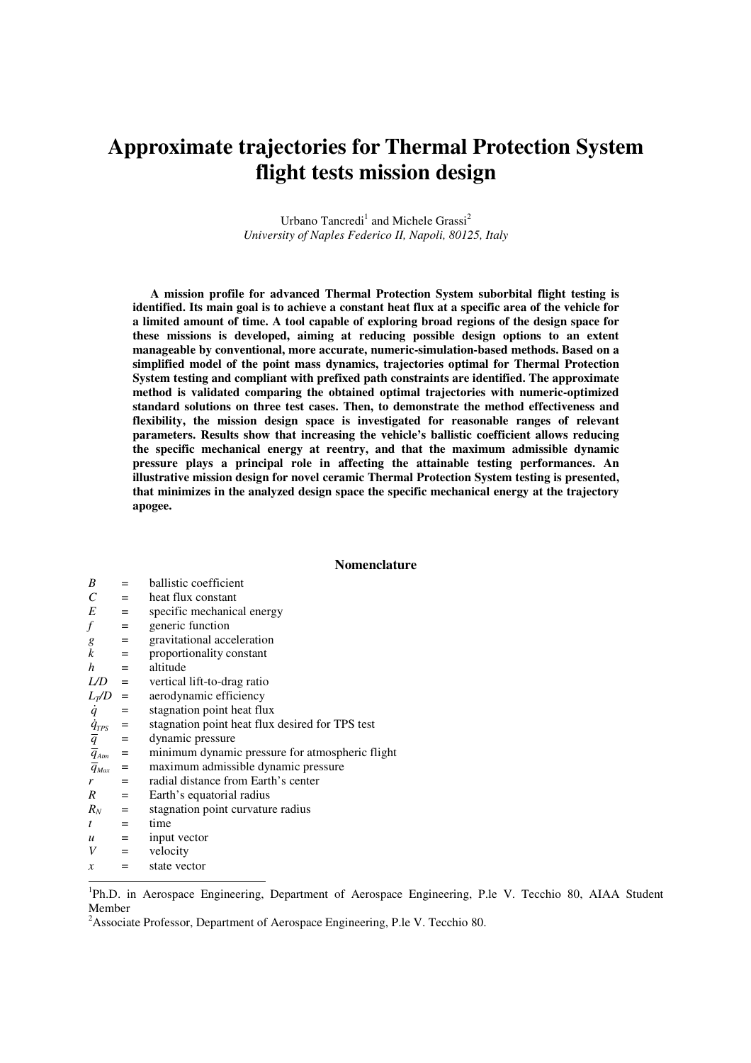# Approximate trajectories for Thermal Protection System flight tests mission design

Urbano Tancredi[1] and Michele Grassi[2]

*University of Naples Federico II, Napoli, 80125, Italy*

**A mission profile for advanced Thermal Protection System suborbital flight testing is identified. Its main goal is to achieve a constant heat flux at a specific area of the vehicle for a limited amount of time. A tool capable of exploring broad regions of the design space for these missions is developed, aiming at reducing possible design options to an extent manageable by conventional, more accurate, numeric-simulation-based methods. Based on a simplified model of the point mass dynamics, trajectories optimal for Thermal Protection System testing and compliant with prefixed path constraints are identified. The approximate method is validated comparing the obtained optimal trajectories with numeric-optimized standard solutions on three test cases. Then, to demonstrate the method effectiveness and flexibility, the mission design space is investigated for reasonable ranges of relevant parameters. Results show that increasing the vehicle's ballistic coefficient allows reducing the specific mechanical energy at reentry, and that the maximum admissible dynamic pressure plays a principal role in affecting the attainable testing performances. An illustrative mission design for novel ceramic Thermal Protection System testing is presented, that minimizes in the analyzed design space the specific mechanical energy at the trajectory apogee.**

## Nomenclature

| | | |
|---|---|---|
| $B$ | = | ballistic coefficient |
| $C$ | = | heat flux constant |
| $E$ | = | specific mechanical energy |
| $f$ | = | generic function |
| $g$ | = | gravitational acceleration |
| $k$ | = | proportionality constant |
| $h$ | = | altitude |
| $L/D$ | = | vertical lift-to-drag ratio |
| $L_T/D$ | = | aerodynamic efficiency |
| $\dot{q}$ | = | stagnation point heat flux |
| $\dot{q}_{TPS}$ | = | stagnation point heat flux desired for TPS test |
| $\overline{q}$ | = | dynamic pressure |
| $\overline{q}_{Atm}$ | = | minimum dynamic pressure for atmospheric flight |
| $\overline{q}_{Max}$ | = | maximum admissible dynamic pressure |
| $r$ | = | radial distance from Earth's center |
| $R$ | = | Earth's equatorial radius |
| $R_N$ | = | stagnation point curvature radius |
| $t$ | = | time |
| $u$ | = | input vector |
| $V$ | = | velocity |
| $x$ | = | state vector |

[1]Ph.D. in Aerospace Engineering, Department of Aerospace Engineering, P.le V. Tecchio 80, AIAA Student Member

[2]Associate Professor, Department of Aerospace Engineering, P.le V. Tecchio 80.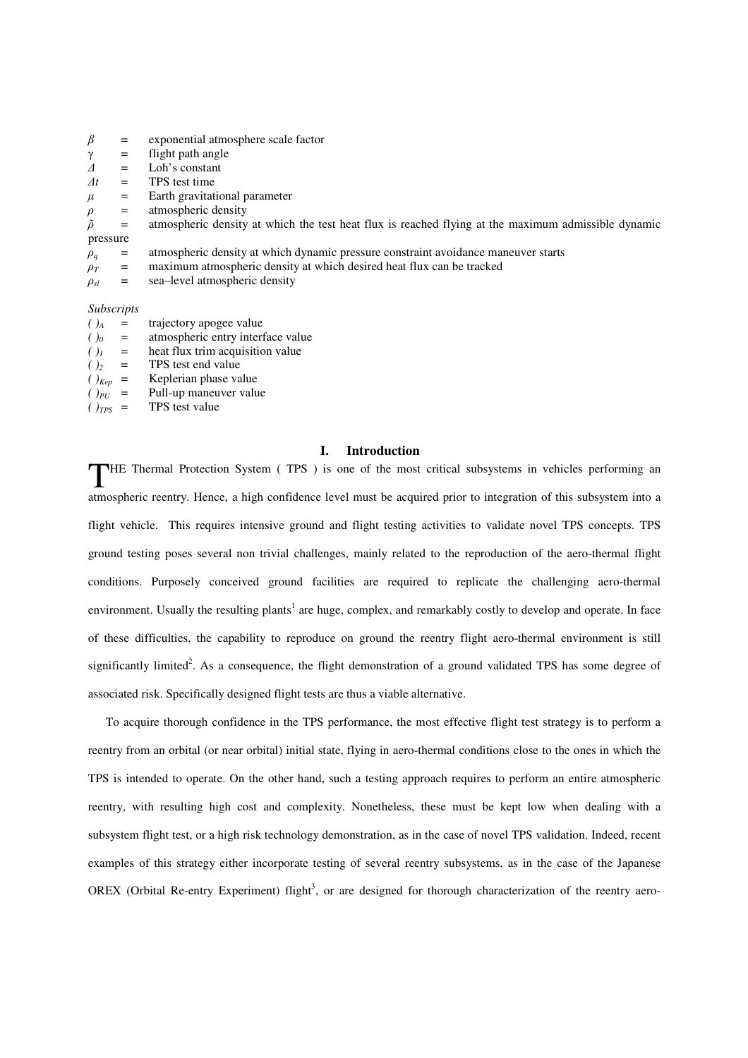$\beta$ = exponential atmosphere scale factor
$\gamma$ = flight path angle
$\Delta$ = Loh's constant
$\Delta t$ = TPS test time
$\mu$ = Earth gravitational parameter
$\rho$ = atmospheric density
$\tilde{\rho}$ = atmospheric density at which the test heat flux is reached flying at the maximum admissible dynamic pressure
$\rho_q$ = atmospheric density at which dynamic pressure constraint avoidance maneuver starts
$\rho_T$ = maximum atmospheric density at which desired heat flux can be tracked
$\rho_{sl}$ = sea–level atmospheric density

*Subscripts*

$(\ )_A$ = trajectory apogee value
$(\ )_0$ = atmospheric entry interface value
$(\ )_1$ = heat flux trim acquisition value
$(\ )_2$ = TPS test end value
$(\ )_{Kep}$ = Keplerian phase value
$(\ )_{PU}$ = Pull-up maneuver value
$(\ )_{TPS}$ = TPS test value

## I. Introduction

THE Thermal Protection System ( TPS ) is one of the most critical subsystems in vehicles performing an atmospheric reentry. Hence, a high confidence level must be acquired prior to integration of this subsystem into a flight vehicle. This requires intensive ground and flight testing activities to validate novel TPS concepts. TPS ground testing poses several non trivial challenges, mainly related to the reproduction of the aero-thermal flight conditions. Purposely conceived ground facilities are required to replicate the challenging aero-thermal environment. Usually the resulting plants[1] are huge, complex, and remarkably costly to develop and operate. In face of these difficulties, the capability to reproduce on ground the reentry flight aero-thermal environment is still significantly limited[2]. As a consequence, the flight demonstration of a ground validated TPS has some degree of associated risk. Specifically designed flight tests are thus a viable alternative.

To acquire thorough confidence in the TPS performance, the most effective flight test strategy is to perform a reentry from an orbital (or near orbital) initial state, flying in aero-thermal conditions close to the ones in which the TPS is intended to operate. On the other hand, such a testing approach requires to perform an entire atmospheric reentry, with resulting high cost and complexity. Nonetheless, these must be kept low when dealing with a subsystem flight test, or a high risk technology demonstration, as in the case of novel TPS validation. Indeed, recent examples of this strategy either incorporate testing of several reentry subsystems, as in the case of the Japanese OREX (Orbital Re-entry Experiment) flight[3], or are designed for thorough characterization of the reentry aero-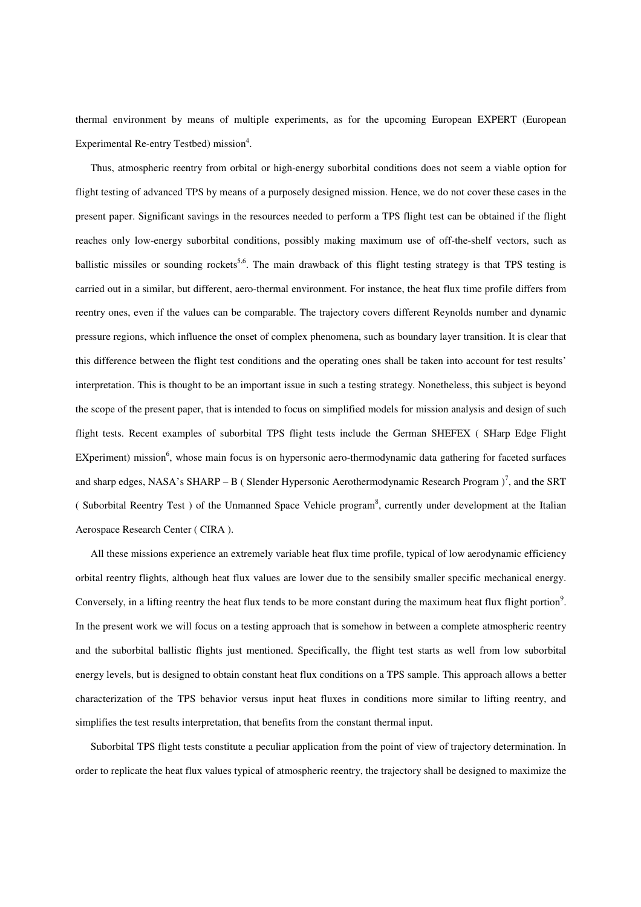thermal environment by means of multiple experiments, as for the upcoming European EXPERT (European Experimental Re-entry Testbed) mission[4].

Thus, atmospheric reentry from orbital or high-energy suborbital conditions does not seem a viable option for flight testing of advanced TPS by means of a purposely designed mission. Hence, we do not cover these cases in the present paper. Significant savings in the resources needed to perform a TPS flight test can be obtained if the flight reaches only low-energy suborbital conditions, possibly making maximum use of off-the-shelf vectors, such as ballistic missiles or sounding rockets[5,6]. The main drawback of this flight testing strategy is that TPS testing is carried out in a similar, but different, aero-thermal environment. For instance, the heat flux time profile differs from reentry ones, even if the values can be comparable. The trajectory covers different Reynolds number and dynamic pressure regions, which influence the onset of complex phenomena, such as boundary layer transition. It is clear that this difference between the flight test conditions and the operating ones shall be taken into account for test results' interpretation. This is thought to be an important issue in such a testing strategy. Nonetheless, this subject is beyond the scope of the present paper, that is intended to focus on simplified models for mission analysis and design of such flight tests. Recent examples of suborbital TPS flight tests include the German SHEFEX ( SHarp Edge Flight EXperiment) mission[6], whose main focus is on hypersonic aero-thermodynamic data gathering for faceted surfaces and sharp edges, NASA's SHARP – B ( Slender Hypersonic Aerothermodynamic Research Program )[7], and the SRT ( Suborbital Reentry Test ) of the Unmanned Space Vehicle program[8], currently under development at the Italian Aerospace Research Center ( CIRA ).

All these missions experience an extremely variable heat flux time profile, typical of low aerodynamic efficiency orbital reentry flights, although heat flux values are lower due to the sensibily smaller specific mechanical energy. Conversely, in a lifting reentry the heat flux tends to be more constant during the maximum heat flux flight portion[9]. In the present work we will focus on a testing approach that is somehow in between a complete atmospheric reentry and the suborbital ballistic flights just mentioned. Specifically, the flight test starts as well from low suborbital energy levels, but is designed to obtain constant heat flux conditions on a TPS sample. This approach allows a better characterization of the TPS behavior versus input heat fluxes in conditions more similar to lifting reentry, and simplifies the test results interpretation, that benefits from the constant thermal input.

Suborbital TPS flight tests constitute a peculiar application from the point of view of trajectory determination. In order to replicate the heat flux values typical of atmospheric reentry, the trajectory shall be designed to maximize the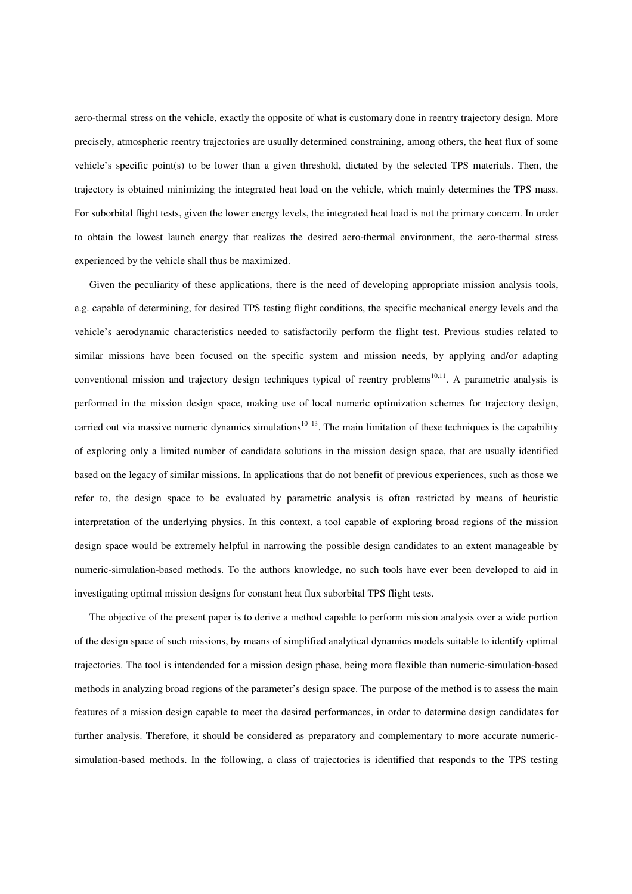aero-thermal stress on the vehicle, exactly the opposite of what is customary done in reentry trajectory design. More precisely, atmospheric reentry trajectories are usually determined constraining, among others, the heat flux of some vehicle's specific point(s) to be lower than a given threshold, dictated by the selected TPS materials. Then, the trajectory is obtained minimizing the integrated heat load on the vehicle, which mainly determines the TPS mass. For suborbital flight tests, given the lower energy levels, the integrated heat load is not the primary concern. In order to obtain the lowest launch energy that realizes the desired aero-thermal environment, the aero-thermal stress experienced by the vehicle shall thus be maximized.

Given the peculiarity of these applications, there is the need of developing appropriate mission analysis tools, e.g. capable of determining, for desired TPS testing flight conditions, the specific mechanical energy levels and the vehicle's aerodynamic characteristics needed to satisfactorily perform the flight test. Previous studies related to similar missions have been focused on the specific system and mission needs, by applying and/or adapting conventional mission and trajectory design techniques typical of reentry problems[10,11]. A parametric analysis is performed in the mission design space, making use of local numeric optimization schemes for trajectory design, carried out via massive numeric dynamics simulations[10–13]. The main limitation of these techniques is the capability of exploring only a limited number of candidate solutions in the mission design space, that are usually identified based on the legacy of similar missions. In applications that do not benefit of previous experiences, such as those we refer to, the design space to be evaluated by parametric analysis is often restricted by means of heuristic interpretation of the underlying physics. In this context, a tool capable of exploring broad regions of the mission design space would be extremely helpful in narrowing the possible design candidates to an extent manageable by numeric-simulation-based methods. To the authors knowledge, no such tools have ever been developed to aid in investigating optimal mission designs for constant heat flux suborbital TPS flight tests.

The objective of the present paper is to derive a method capable to perform mission analysis over a wide portion of the design space of such missions, by means of simplified analytical dynamics models suitable to identify optimal trajectories. The tool is intendended for a mission design phase, being more flexible than numeric-simulation-based methods in analyzing broad regions of the parameter's design space. The purpose of the method is to assess the main features of a mission design capable to meet the desired performances, in order to determine design candidates for further analysis. Therefore, it should be considered as preparatory and complementary to more accurate numeric-simulation-based methods. In the following, a class of trajectories is identified that responds to the TPS testing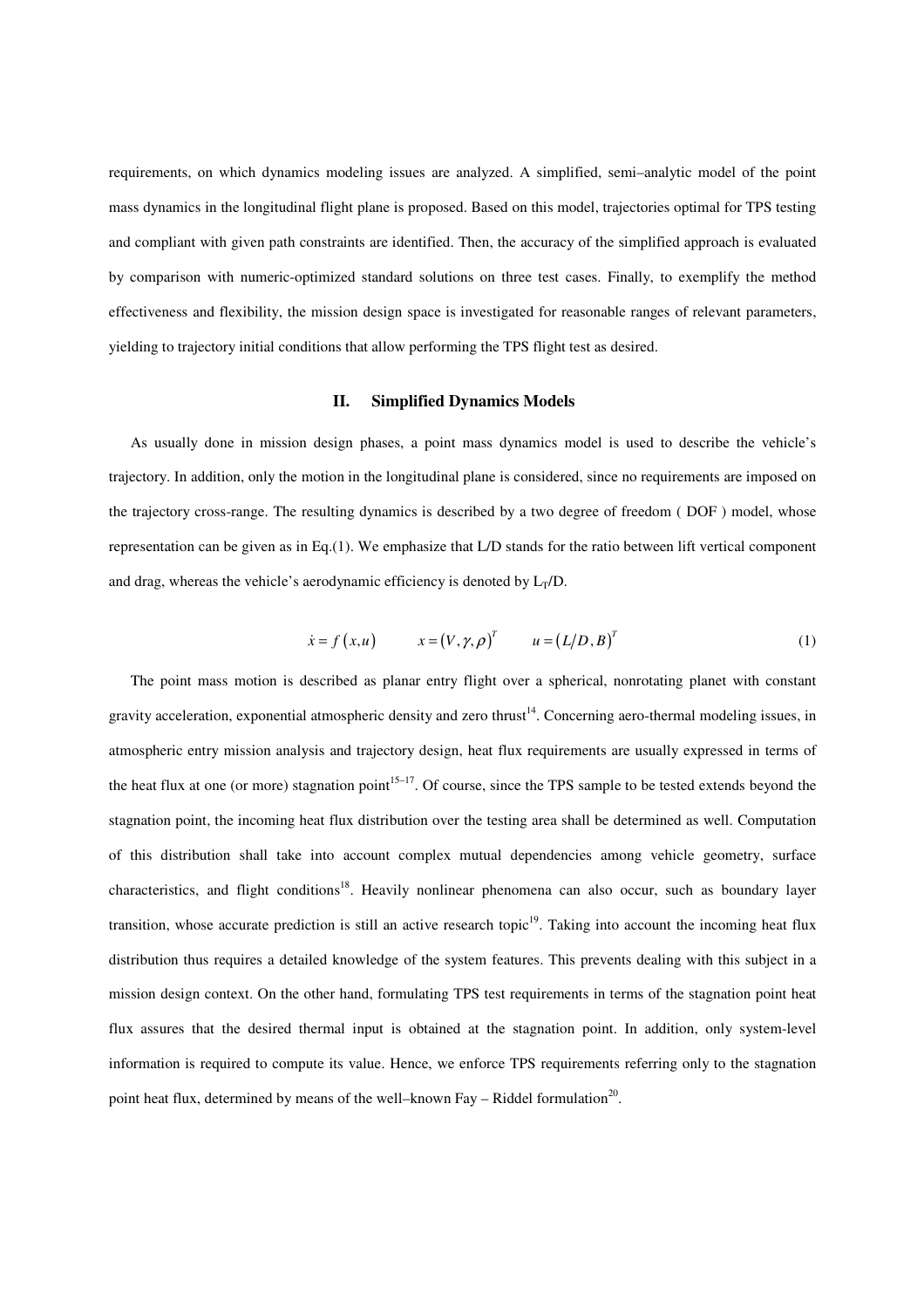requirements, on which dynamics modeling issues are analyzed. A simplified, semi–analytic model of the point mass dynamics in the longitudinal flight plane is proposed. Based on this model, trajectories optimal for TPS testing and compliant with given path constraints are identified. Then, the accuracy of the simplified approach is evaluated by comparison with numeric-optimized standard solutions on three test cases. Finally, to exemplify the method effectiveness and flexibility, the mission design space is investigated for reasonable ranges of relevant parameters, yielding to trajectory initial conditions that allow performing the TPS flight test as desired.

## II. Simplified Dynamics Models

As usually done in mission design phases, a point mass dynamics model is used to describe the vehicle's trajectory. In addition, only the motion in the longitudinal plane is considered, since no requirements are imposed on the trajectory cross-range. The resulting dynamics is described by a two degree of freedom ( DOF ) model, whose representation can be given as in Eq.(1). We emphasize that L/D stands for the ratio between lift vertical component and drag, whereas the vehicle's aerodynamic efficiency is denoted by $L_T/D$.

$$\dot{x} = f\left(x,u\right) \qquad x = \left(V,\gamma,\rho\right)^T \qquad u = \left(L/D,B\right)^T \tag{1}$$

The point mass motion is described as planar entry flight over a spherical, nonrotating planet with constant gravity acceleration, exponential atmospheric density and zero thrust[14]. Concerning aero-thermal modeling issues, in atmospheric entry mission analysis and trajectory design, heat flux requirements are usually expressed in terms of the heat flux at one (or more) stagnation point[15–17]. Of course, since the TPS sample to be tested extends beyond the stagnation point, the incoming heat flux distribution over the testing area shall be determined as well. Computation of this distribution shall take into account complex mutual dependencies among vehicle geometry, surface characteristics, and flight conditions[18]. Heavily nonlinear phenomena can also occur, such as boundary layer transition, whose accurate prediction is still an active research topic[19]. Taking into account the incoming heat flux distribution thus requires a detailed knowledge of the system features. This prevents dealing with this subject in a mission design context. On the other hand, formulating TPS test requirements in terms of the stagnation point heat flux assures that the desired thermal input is obtained at the stagnation point. In addition, only system-level information is required to compute its value. Hence, we enforce TPS requirements referring only to the stagnation point heat flux, determined by means of the well–known Fay – Riddel formulation[20].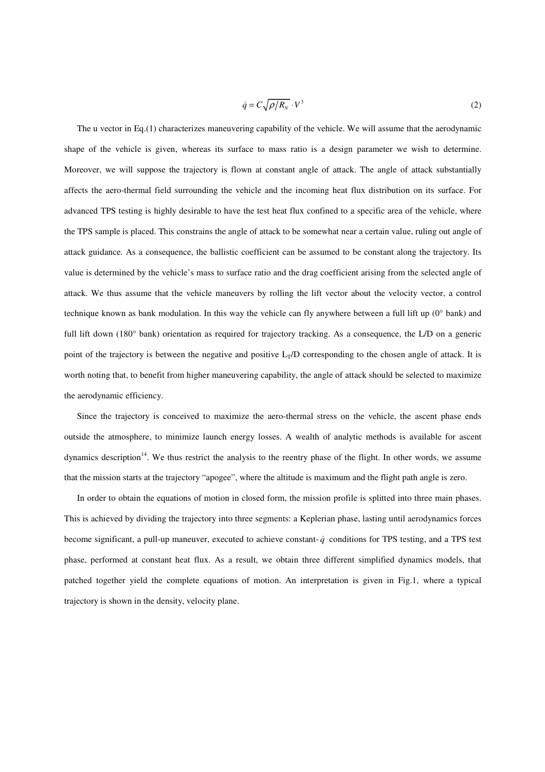$$\dot{q} = C\sqrt{\rho/R_N} \cdot V^3 \tag{2}$$

The u vector in Eq.(1) characterizes maneuvering capability of the vehicle. We will assume that the aerodynamic shape of the vehicle is given, whereas its surface to mass ratio is a design parameter we wish to determine. Moreover, we will suppose the trajectory is flown at constant angle of attack. The angle of attack substantially affects the aero-thermal field surrounding the vehicle and the incoming heat flux distribution on its surface. For advanced TPS testing is highly desirable to have the test heat flux confined to a specific area of the vehicle, where the TPS sample is placed. This constrains the angle of attack to be somewhat near a certain value, ruling out angle of attack guidance. As a consequence, the ballistic coefficient can be assumed to be constant along the trajectory. Its value is determined by the vehicle's mass to surface ratio and the drag coefficient arising from the selected angle of attack. We thus assume that the vehicle maneuvers by rolling the lift vector about the velocity vector, a control technique known as bank modulation. In this way the vehicle can fly anywhere between a full lift up (0° bank) and full lift down (180° bank) orientation as required for trajectory tracking. As a consequence, the L/D on a generic point of the trajectory is between the negative and positive $L_T/D$ corresponding to the chosen angle of attack. It is worth noting that, to benefit from higher maneuvering capability, the angle of attack should be selected to maximize the aerodynamic efficiency.

Since the trajectory is conceived to maximize the aero-thermal stress on the vehicle, the ascent phase ends outside the atmosphere, to minimize launch energy losses. A wealth of analytic methods is available for ascent dynamics description[14]. We thus restrict the analysis to the reentry phase of the flight. In other words, we assume that the mission starts at the trajectory "apogee", where the altitude is maximum and the flight path angle is zero.

In order to obtain the equations of motion in closed form, the mission profile is splitted into three main phases. This is achieved by dividing the trajectory into three segments: a Keplerian phase, lasting until aerodynamics forces become significant, a pull-up maneuver, executed to achieve constant-$\dot{q}$ conditions for TPS testing, and a TPS test phase, performed at constant heat flux. As a result, we obtain three different simplified dynamics models, that patched together yield the complete equations of motion. An interpretation is given in Fig.1, where a typical trajectory is shown in the density, velocity plane.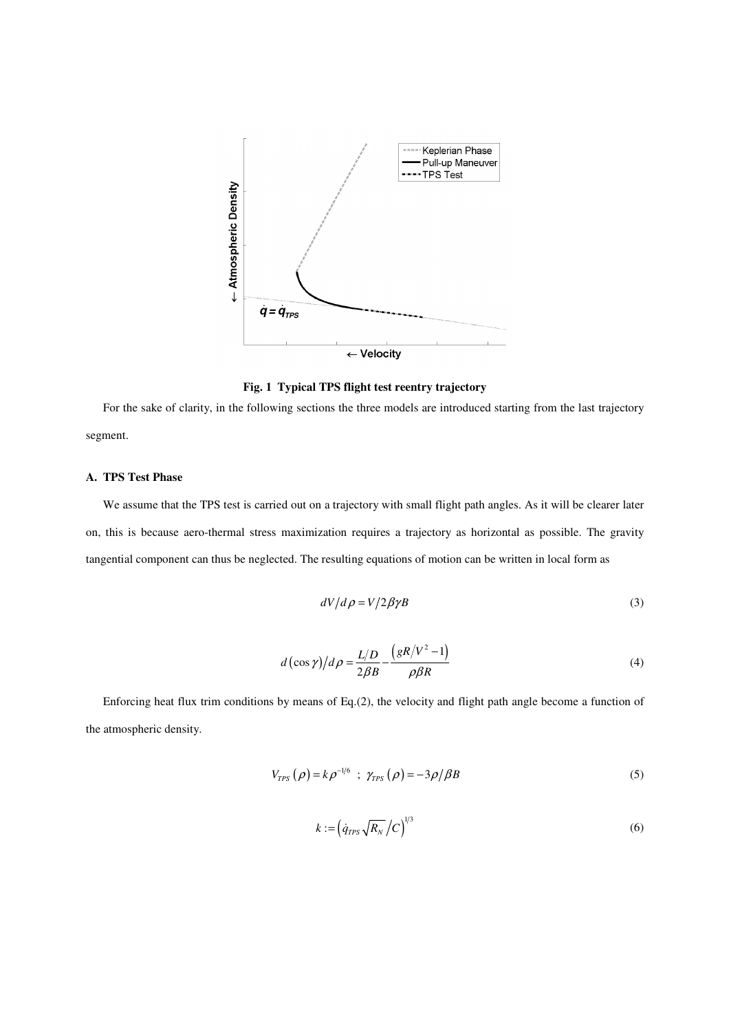**Fig. 1 Typical TPS flight test reentry trajectory**

For the sake of clarity, in the following sections the three models are introduced starting from the last trajectory segment.

### A. TPS Test Phase

We assume that the TPS test is carried out on a trajectory with small flight path angles. As it will be clearer later on, this is because aero-thermal stress maximization requires a trajectory as horizontal as possible. The gravity tangential component can thus be neglected. The resulting equations of motion can be written in local form as

$$dV/d\rho = V/2\beta\gamma B \tag{3}$$

$$d(\cos\gamma)/d\rho = \frac{L/D}{2\beta B} - \frac{\left(gR/V^2 - 1\right)}{\rho\beta R} \tag{4}$$

Enforcing heat flux trim conditions by means of Eq.(2), the velocity and flight path angle become a function of the atmospheric density.

$$V_{TPS}(\rho) = k\rho^{-1/6} \ ; \ \gamma_{TPS}(\rho) = -3\rho/\beta B \tag{5}$$

$$k := \left(\dot{q}_{TPS}\sqrt{R_N}/C\right)^{1/3} \tag{6}$$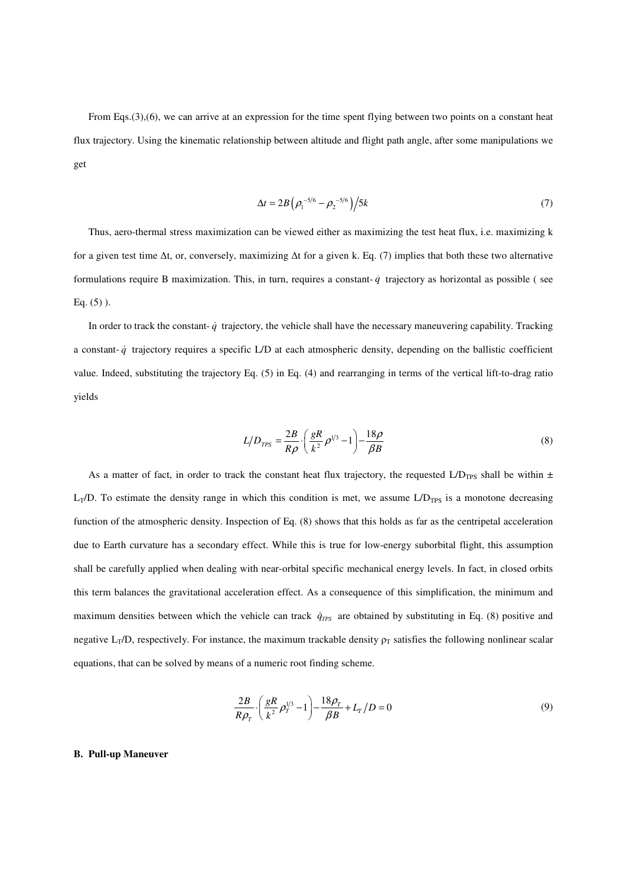From Eqs.(3),(6), we can arrive at an expression for the time spent flying between two points on a constant heat flux trajectory. Using the kinematic relationship between altitude and flight path angle, after some manipulations we get

$$\Delta t = 2B\left(\rho_1^{-5/6} - \rho_2^{-5/6}\right)\Big/5k \tag{7}$$

Thus, aero-thermal stress maximization can be viewed either as maximizing the test heat flux, i.e. maximizing k for a given test time Δt, or, conversely, maximizing Δt for a given k. Eq. (7) implies that both these two alternative formulations require B maximization. This, in turn, requires a constant-$\dot{q}$ trajectory as horizontal as possible ( see Eq. (5) ).

In order to track the constant-$\dot{q}$ trajectory, the vehicle shall have the necessary maneuvering capability. Tracking a constant-$\dot{q}$ trajectory requires a specific L/D at each atmospheric density, depending on the ballistic coefficient value. Indeed, substituting the trajectory Eq. (5) in Eq. (4) and rearranging in terms of the vertical lift-to-drag ratio yields

$$L/D_{TPS} = \frac{2B}{R\rho}\cdot\left(\frac{gR}{k^2}\rho^{1/3} - 1\right) - \frac{18\rho}{\beta B} \tag{8}$$

As a matter of fact, in order to track the constant heat flux trajectory, the requested $L/D_{TPS}$ shall be within ± $L_T/D$. To estimate the density range in which this condition is met, we assume $L/D_{TPS}$ is a monotone decreasing function of the atmospheric density. Inspection of Eq. (8) shows that this holds as far as the centripetal acceleration due to Earth curvature has a secondary effect. While this is true for low-energy suborbital flight, this assumption shall be carefully applied when dealing with near-orbital specific mechanical energy levels. In fact, in closed orbits this term balances the gravitational acceleration effect. As a consequence of this simplification, the minimum and maximum densities between which the vehicle can track $\dot{q}_{TPS}$ are obtained by substituting in Eq. (8) positive and negative $L_T/D$, respectively. For instance, the maximum trackable density $\rho_T$ satisfies the following nonlinear scalar equations, that can be solved by means of a numeric root finding scheme.

$$\frac{2B}{R\rho_T}\cdot\left(\frac{gR}{k^2}\rho_T^{1/3} - 1\right) - \frac{18\rho_T}{\beta B} + L_T/D = 0 \tag{9}$$

### B. Pull-up Maneuver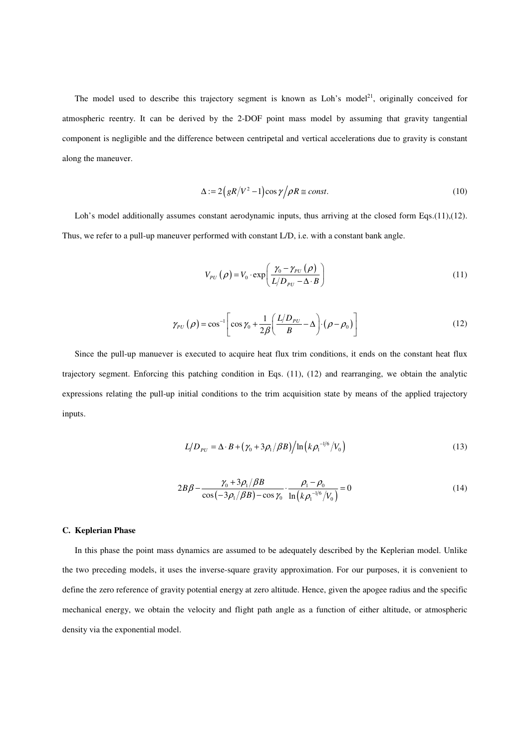The model used to describe this trajectory segment is known as Loh's model[21], originally conceived for atmospheric reentry. It can be derived by the 2-DOF point mass model by assuming that gravity tangential component is negligible and the difference between centripetal and vertical accelerations due to gravity is constant along the maneuver.

$$\Delta := 2\left(gR/V^2 - 1\right)\cos\gamma \big/ \rho R \cong const. \tag{10}$$

Loh's model additionally assumes constant aerodynamic inputs, thus arriving at the closed form Eqs.(11),(12). Thus, we refer to a pull-up maneuver performed with constant L/D, i.e. with a constant bank angle.

$$V_{PU}\left(\rho\right) = V_0 \cdot \exp\left(\frac{\gamma_0 - \gamma_{PU}\left(\rho\right)}{L/D_{PU} - \Delta \cdot B}\right) \tag{11}$$

$$\gamma_{PU}\left(\rho\right) = \cos^{-1}\left[\cos\gamma_0 + \frac{1}{2\beta}\left(\frac{L/D_{PU}}{B} - \Delta\right)\cdot\left(\rho - \rho_0\right)\right] \tag{12}$$

Since the pull-up manuever is executed to acquire heat flux trim conditions, it ends on the constant heat flux trajectory segment. Enforcing this patching condition in Eqs. (11), (12) and rearranging, we obtain the analytic expressions relating the pull-up initial conditions to the trim acquisition state by means of the applied trajectory inputs.

$$L/D_{PU} = \Delta \cdot B + \left(\gamma_0 + 3\rho_1/\beta B\right) \big/ \ln\left(k\rho_1^{-1/6}/V_0\right) \tag{13}$$

$$2B\beta - \frac{\gamma_0 + 3\rho_1/\beta B}{\cos\left(-3\rho_1/\beta B\right) - \cos\gamma_0} \cdot \frac{\rho_1 - \rho_0}{\ln\left(k\rho_1^{-1/6}/V_0\right)} = 0 \tag{14}$$

### C. Keplerian Phase

In this phase the point mass dynamics are assumed to be adequately described by the Keplerian model. Unlike the two preceding models, it uses the inverse-square gravity approximation. For our purposes, it is convenient to define the zero reference of gravity potential energy at zero altitude. Hence, given the apogee radius and the specific mechanical energy, we obtain the velocity and flight path angle as a function of either altitude, or atmospheric density via the exponential model.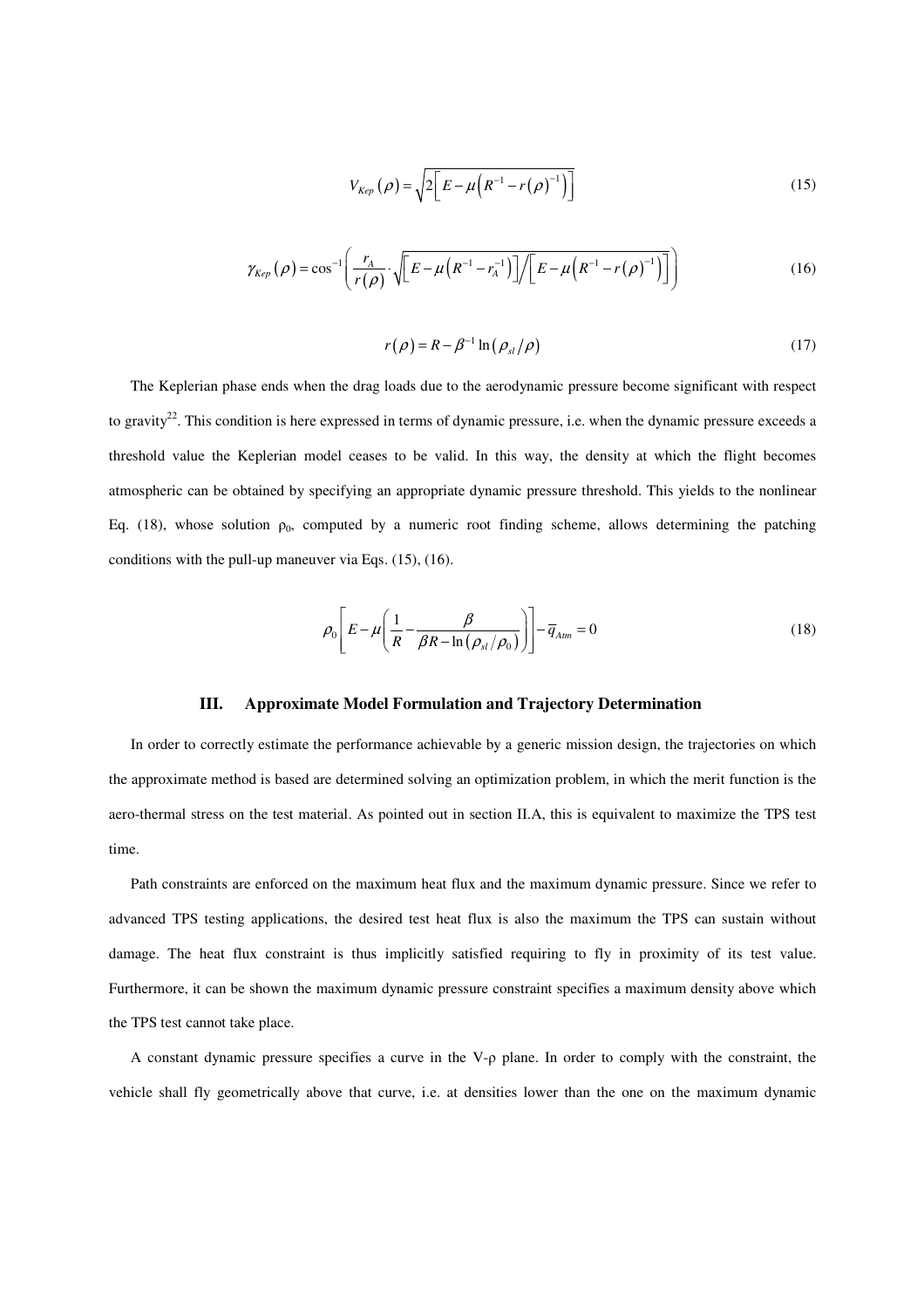$$V_{Kep}(\rho) = \sqrt{2\left[E - \mu\left(R^{-1} - r(\rho)^{-1}\right)\right]} \tag{15}$$

$$\gamma_{Kep}(\rho) = \cos^{-1}\left(\frac{r_A}{r(\rho)} \cdot \sqrt{\left[E - \mu\left(R^{-1} - r_A^{-1}\right)\right] \Big/ \left[E - \mu\left(R^{-1} - r(\rho)^{-1}\right)\right]}\right) \tag{16}$$

$$r(\rho) = R - \beta^{-1}\ln\left(\rho_{sl}/\rho\right) \tag{17}$$

The Keplerian phase ends when the drag loads due to the aerodynamic pressure become significant with respect to gravity[22]. This condition is here expressed in terms of dynamic pressure, i.e. when the dynamic pressure exceeds a threshold value the Keplerian model ceases to be valid. In this way, the density at which the flight becomes atmospheric can be obtained by specifying an appropriate dynamic pressure threshold. This yields to the nonlinear Eq. (18), whose solution $\rho_0$, computed by a numeric root finding scheme, allows determining the patching conditions with the pull-up maneuver via Eqs. (15), (16).

$$\rho_0\left[E - \mu\left(\frac{1}{R} - \frac{\beta}{\beta R - \ln\left(\rho_{sl}/\rho_0\right)}\right)\right] - \overline{q}_{Atm} = 0 \tag{18}$$

## III. Approximate Model Formulation and Trajectory Determination

In order to correctly estimate the performance achievable by a generic mission design, the trajectories on which the approximate method is based are determined solving an optimization problem, in which the merit function is the aero-thermal stress on the test material. As pointed out in section II.A, this is equivalent to maximize the TPS test time.

Path constraints are enforced on the maximum heat flux and the maximum dynamic pressure. Since we refer to advanced TPS testing applications, the desired test heat flux is also the maximum the TPS can sustain without damage. The heat flux constraint is thus implicitly satisfied requiring to fly in proximity of its test value. Furthermore, it can be shown the maximum dynamic pressure constraint specifies a maximum density above which the TPS test cannot take place.

A constant dynamic pressure specifies a curve in the V-ρ plane. In order to comply with the constraint, the vehicle shall fly geometrically above that curve, i.e. at densities lower than the one on the maximum dynamic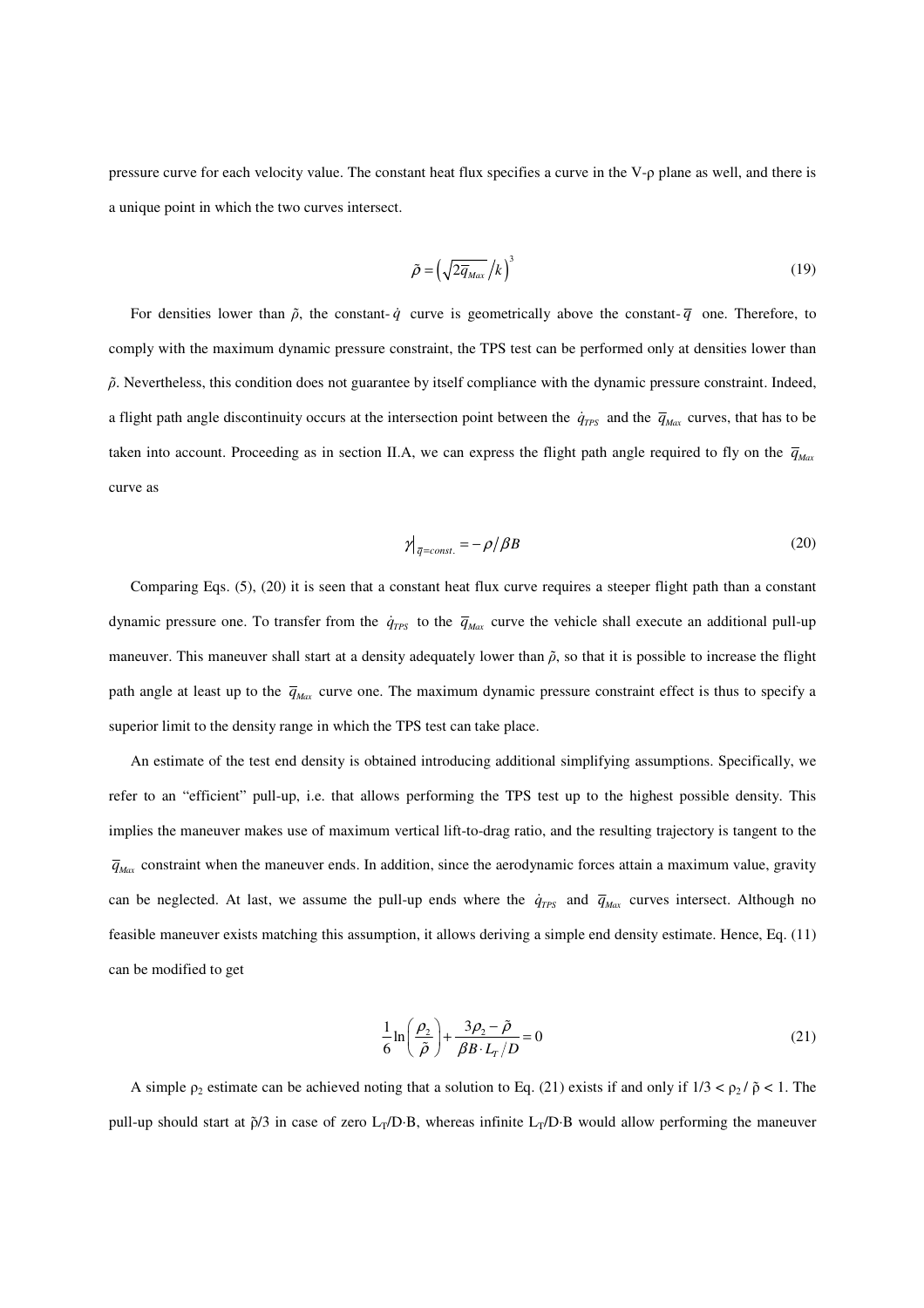pressure curve for each velocity value. The constant heat flux specifies a curve in the V-ρ plane as well, and there is a unique point in which the two curves intersect.

$$\tilde{\rho} = \left(\sqrt{2\overline{q}_{Max}}\Big/k\right)^3 \tag{19}$$

For densities lower than $\tilde{\rho}$, the constant-$\dot{q}$ curve is geometrically above the constant-$\overline{q}$ one. Therefore, to comply with the maximum dynamic pressure constraint, the TPS test can be performed only at densities lower than $\tilde{\rho}$. Nevertheless, this condition does not guarantee by itself compliance with the dynamic pressure constraint. Indeed, a flight path angle discontinuity occurs at the intersection point between the $\dot{q}_{TPS}$ and the $\overline{q}_{Max}$ curves, that has to be taken into account. Proceeding as in section II.A, we can express the flight path angle required to fly on the $\overline{q}_{Max}$ curve as

$$\gamma\big|_{\overline{q}=const.} = -\rho\big/\beta B \tag{20}$$

Comparing Eqs. (5), (20) it is seen that a constant heat flux curve requires a steeper flight path than a constant dynamic pressure one. To transfer from the $\dot{q}_{TPS}$ to the $\overline{q}_{Max}$ curve the vehicle shall execute an additional pull-up maneuver. This maneuver shall start at a density adequately lower than $\tilde{\rho}$, so that it is possible to increase the flight path angle at least up to the $\overline{q}_{Max}$ curve one. The maximum dynamic pressure constraint effect is thus to specify a superior limit to the density range in which the TPS test can take place.

An estimate of the test end density is obtained introducing additional simplifying assumptions. Specifically, we refer to an "efficient" pull-up, i.e. that allows performing the TPS test up to the highest possible density. This implies the maneuver makes use of maximum vertical lift-to-drag ratio, and the resulting trajectory is tangent to the $\overline{q}_{Max}$ constraint when the maneuver ends. In addition, since the aerodynamic forces attain a maximum value, gravity can be neglected. At last, we assume the pull-up ends where the $\dot{q}_{TPS}$ and $\overline{q}_{Max}$ curves intersect. Although no feasible maneuver exists matching this assumption, it allows deriving a simple end density estimate. Hence, Eq. (11) can be modified to get

$$\frac{1}{6}\ln\left(\frac{\rho_2}{\tilde{\rho}}\right) + \frac{3\rho_2 - \tilde{\rho}}{\beta B \cdot L_T/D} = 0 \tag{21}$$

A simple $\rho_2$ estimate can be achieved noting that a solution to Eq. (21) exists if and only if $1/3 < \rho_2/\tilde{\rho} < 1$. The pull-up should start at $\tilde{\rho}/3$ in case of zero $L_T/D \cdot B$, whereas infinite $L_T/D \cdot B$ would allow performing the maneuver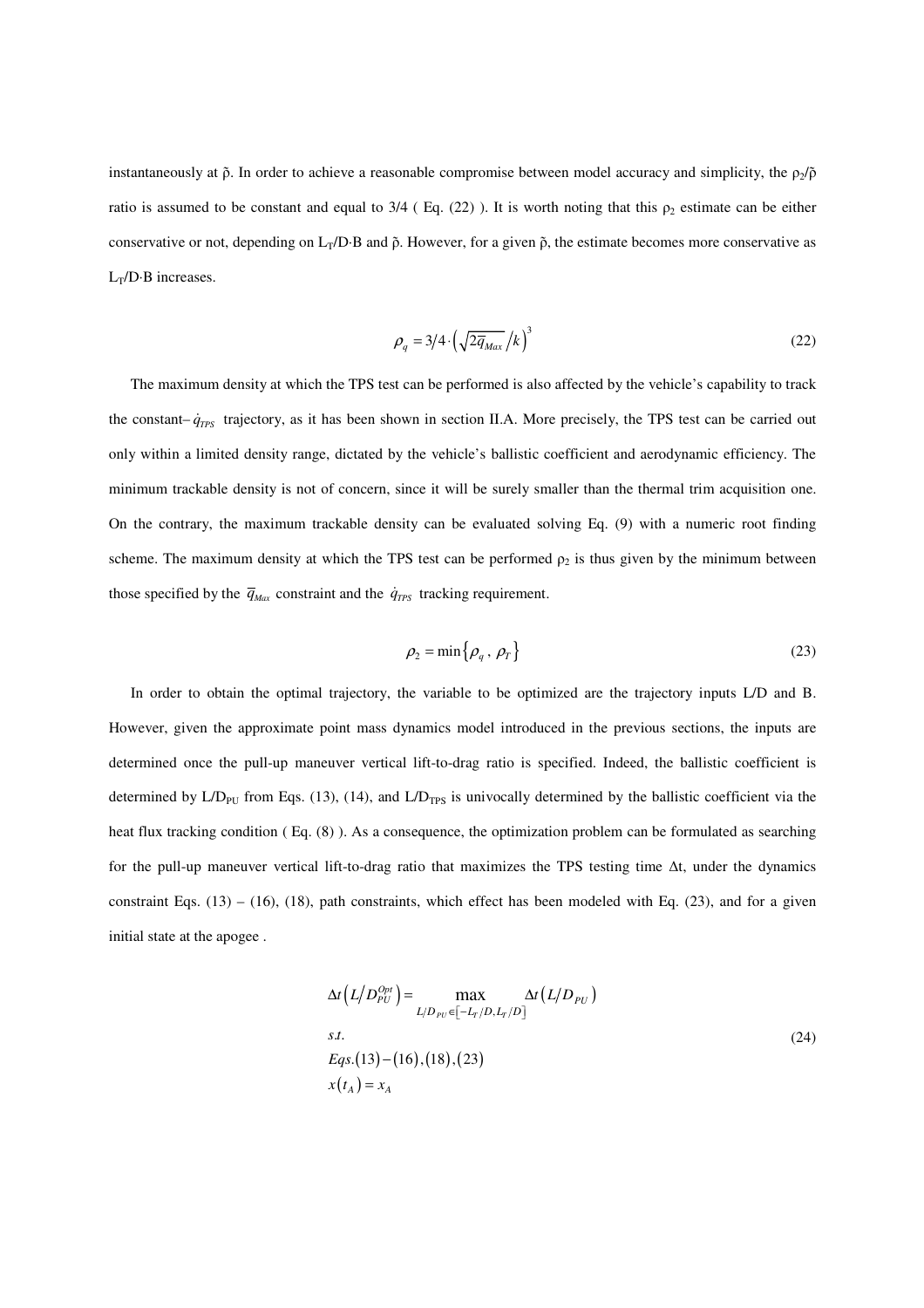instantaneously at $\tilde{\rho}$. In order to achieve a reasonable compromise between model accuracy and simplicity, the $\rho_2/\tilde{\rho}$ ratio is assumed to be constant and equal to 3/4 ( Eq. (22) ). It is worth noting that this $\rho_2$ estimate can be either conservative or not, depending on $L_T/D{\cdot}B$ and $\tilde{\rho}$. However, for a given $\tilde{\rho}$, the estimate becomes more conservative as $L_T/D{\cdot}B$ increases.

$$\rho_q = 3/4 \cdot \left( \sqrt{2\overline{q}_{Max}} / k \right)^3 \tag{22}$$

The maximum density at which the TPS test can be performed is also affected by the vehicle's capability to track the constant– $\dot{q}_{TPS}$ trajectory, as it has been shown in section II.A. More precisely, the TPS test can be carried out only within a limited density range, dictated by the vehicle's ballistic coefficient and aerodynamic efficiency. The minimum trackable density is not of concern, since it will be surely smaller than the thermal trim acquisition one. On the contrary, the maximum trackable density can be evaluated solving Eq. (9) with a numeric root finding scheme. The maximum density at which the TPS test can be performed $\rho_2$ is thus given by the minimum between those specified by the $\overline{q}_{Max}$ constraint and the $\dot{q}_{TPS}$ tracking requirement.

$$\rho_2 = \min\left\{ \rho_q \, , \, \rho_T \right\} \tag{23}$$

In order to obtain the optimal trajectory, the variable to be optimized are the trajectory inputs L/D and B. However, given the approximate point mass dynamics model introduced in the previous sections, the inputs are determined once the pull-up maneuver vertical lift-to-drag ratio is specified. Indeed, the ballistic coefficient is determined by $L/D_{PU}$ from Eqs. (13), (14), and $L/D_{TPS}$ is univocally determined by the ballistic coefficient via the heat flux tracking condition ( Eq. (8) ). As a consequence, the optimization problem can be formulated as searching for the pull-up maneuver vertical lift-to-drag ratio that maximizes the TPS testing time Δt, under the dynamics constraint Eqs. (13) – (16), (18), path constraints, which effect has been modeled with Eq. (23), and for a given initial state at the apogee .

$$\begin{aligned}
&\Delta t\left( L/D_{PU}^{Opt} \right) = \max_{L/D_{PU} \in \left[ -L_T/D, L_T/D \right]} \Delta t\left( L/D_{PU} \right) \\
&s.t. \\
&Eqs. (13)-(16), (18), (23) \\
&x\left( t_A \right) = x_A
\end{aligned} \tag{24}$$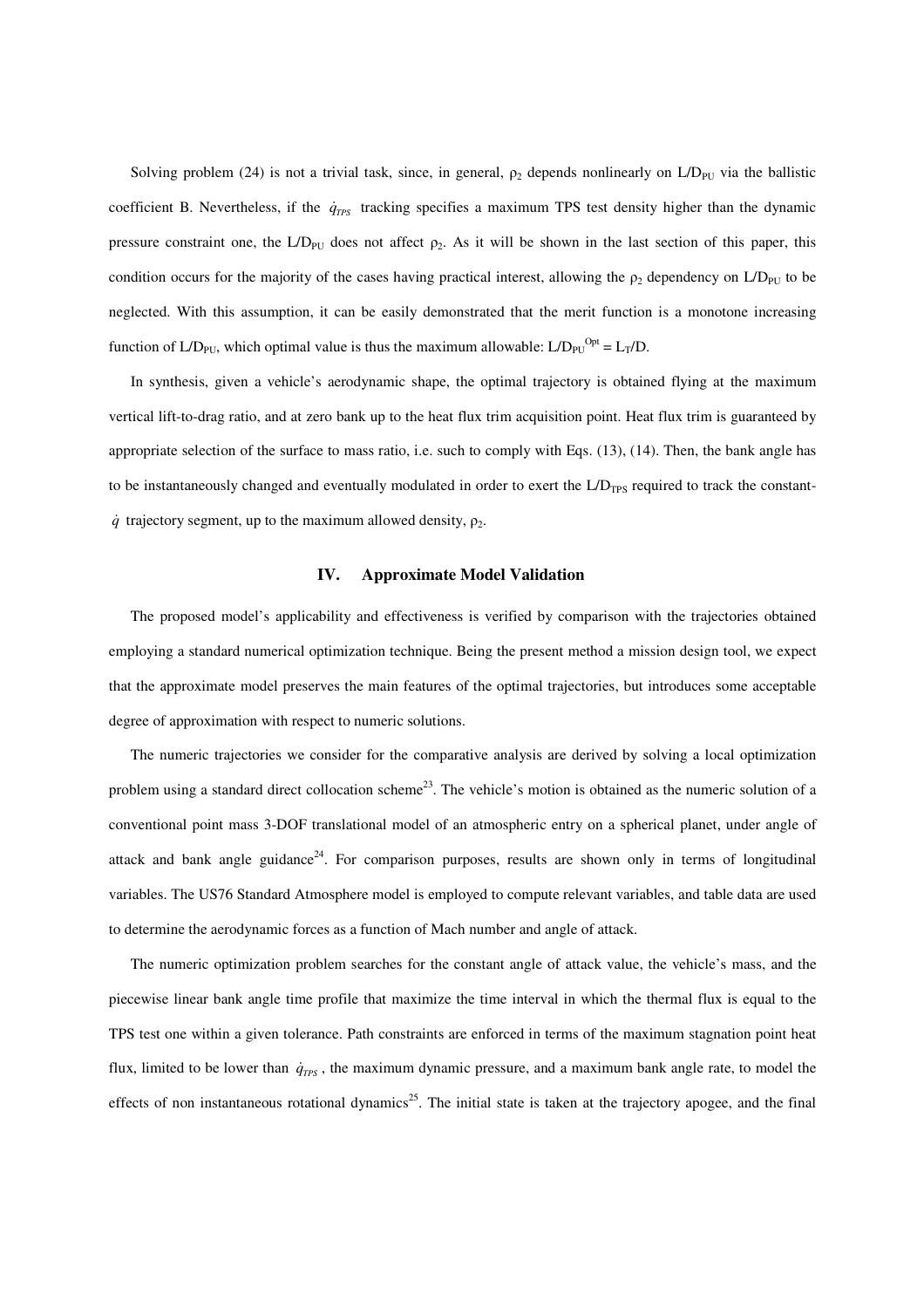Solving problem (24) is not a trivial task, since, in general, $\rho_2$ depends nonlinearly on $L/D_{PU}$ via the ballistic coefficient B. Nevertheless, if the $\dot{q}_{TPS}$ tracking specifies a maximum TPS test density higher than the dynamic pressure constraint one, the $L/D_{PU}$ does not affect $\rho_2$. As it will be shown in the last section of this paper, this condition occurs for the majority of the cases having practical interest, allowing the $\rho_2$ dependency on $L/D_{PU}$ to be neglected. With this assumption, it can be easily demonstrated that the merit function is a monotone increasing function of $L/D_{PU}$, which optimal value is thus the maximum allowable: $L/D_{PU}^{Opt} = L_T/D$.

In synthesis, given a vehicle's aerodynamic shape, the optimal trajectory is obtained flying at the maximum vertical lift-to-drag ratio, and at zero bank up to the heat flux trim acquisition point. Heat flux trim is guaranteed by appropriate selection of the surface to mass ratio, i.e. such to comply with Eqs. (13), (14). Then, the bank angle has to be instantaneously changed and eventually modulated in order to exert the $L/D_{TPS}$ required to track the constant-$\dot{q}$ trajectory segment, up to the maximum allowed density, $\rho_2$.

## IV. Approximate Model Validation

The proposed model's applicability and effectiveness is verified by comparison with the trajectories obtained employing a standard numerical optimization technique. Being the present method a mission design tool, we expect that the approximate model preserves the main features of the optimal trajectories, but introduces some acceptable degree of approximation with respect to numeric solutions.

The numeric trajectories we consider for the comparative analysis are derived by solving a local optimization problem using a standard direct collocation scheme[23]. The vehicle's motion is obtained as the numeric solution of a conventional point mass 3-DOF translational model of an atmospheric entry on a spherical planet, under angle of attack and bank angle guidance[24]. For comparison purposes, results are shown only in terms of longitudinal variables. The US76 Standard Atmosphere model is employed to compute relevant variables, and table data are used to determine the aerodynamic forces as a function of Mach number and angle of attack.

The numeric optimization problem searches for the constant angle of attack value, the vehicle's mass, and the piecewise linear bank angle time profile that maximize the time interval in which the thermal flux is equal to the TPS test one within a given tolerance. Path constraints are enforced in terms of the maximum stagnation point heat flux, limited to be lower than $\dot{q}_{TPS}$, the maximum dynamic pressure, and a maximum bank angle rate, to model the effects of non instantaneous rotational dynamics[25]. The initial state is taken at the trajectory apogee, and the final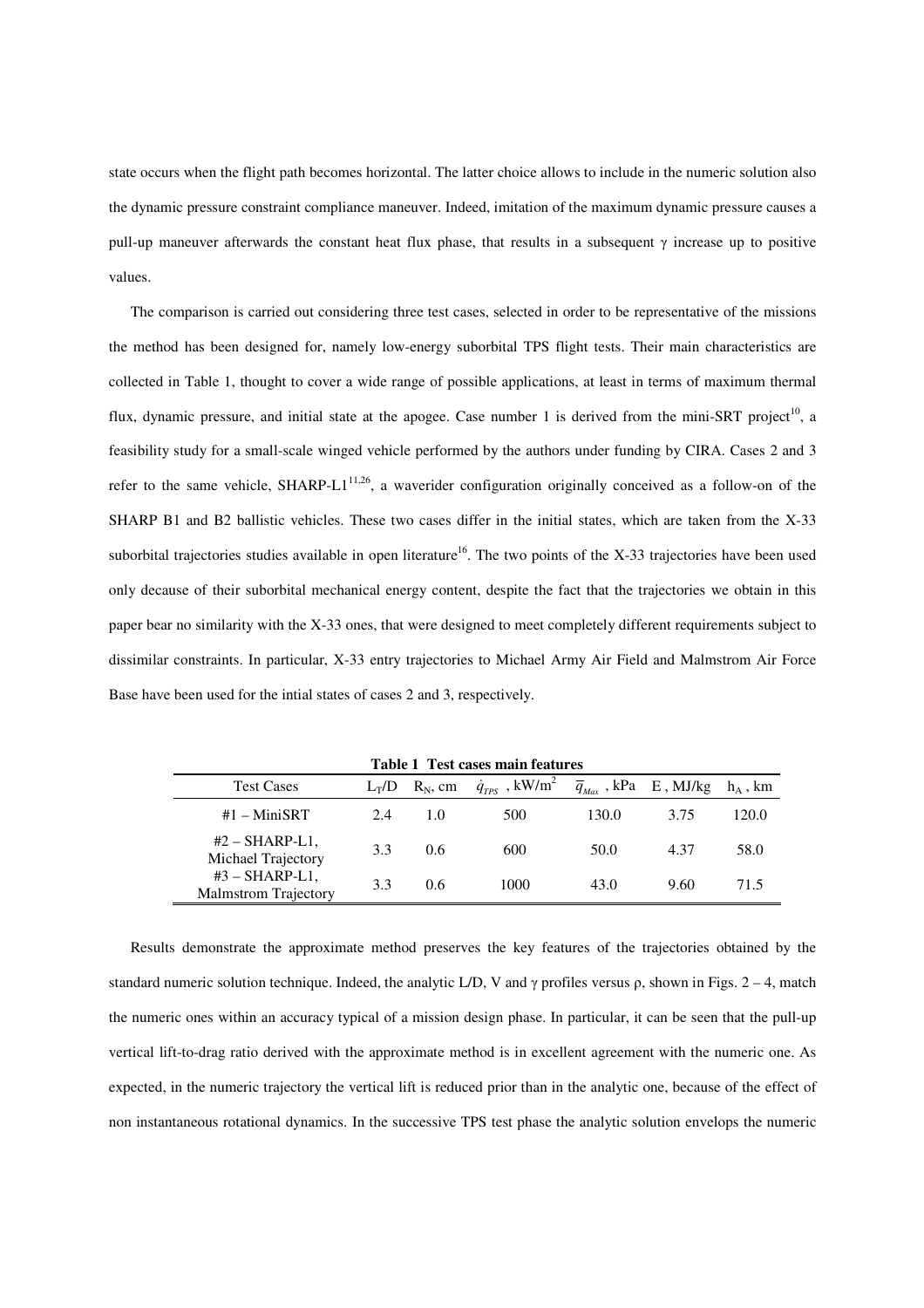state occurs when the flight path becomes horizontal. The latter choice allows to include in the numeric solution also the dynamic pressure constraint compliance maneuver. Indeed, imitation of the maximum dynamic pressure causes a pull-up maneuver afterwards the constant heat flux phase, that results in a subsequent $\gamma$ increase up to positive values.

The comparison is carried out considering three test cases, selected in order to be representative of the missions the method has been designed for, namely low-energy suborbital TPS flight tests. Their main characteristics are collected in Table 1, thought to cover a wide range of possible applications, at least in terms of maximum thermal flux, dynamic pressure, and initial state at the apogee. Case number 1 is derived from the mini-SRT project[10], a feasibility study for a small-scale winged vehicle performed by the authors under funding by CIRA. Cases 2 and 3 refer to the same vehicle, SHARP-L1[11,26], a waverider configuration originally conceived as a follow-on of the SHARP B1 and B2 ballistic vehicles. These two cases differ in the initial states, which are taken from the X-33 suborbital trajectories studies available in open literature[16]. The two points of the X-33 trajectories have been used only decause of their suborbital mechanical energy content, despite the fact that the trajectories we obtain in this paper bear no similarity with the X-33 ones, that were designed to meet completely different requirements subject to dissimilar constraints. In particular, X-33 entry trajectories to Michael Army Air Field and Malmstrom Air Force Base have been used for the intial states of cases 2 and 3, respectively.

**Table 1 Test cases main features**

| Test Cases | $L_T/D$ | $R_N$, cm | $\dot{q}_{TPS}$ , kW/m$^2$ | $\overline{q}_{Max}$ , kPa | E , MJ/kg | $h_A$ , km |
|---|---|---|---|---|---|---|
| #1 – MiniSRT | 2.4 | 1.0 | 500 | 130.0 | 3.75 | 120.0 |
| #2 – SHARP-L1, Michael Trajectory | 3.3 | 0.6 | 600 | 50.0 | 4.37 | 58.0 |
| #3 – SHARP-L1, Malmstrom Trajectory | 3.3 | 0.6 | 1000 | 43.0 | 9.60 | 71.5 |

Results demonstrate the approximate method preserves the key features of the trajectories obtained by the standard numeric solution technique. Indeed, the analytic L/D, V and $\gamma$ profiles versus $\rho$, shown in Figs. 2 – 4, match the numeric ones within an accuracy typical of a mission design phase. In particular, it can be seen that the pull-up vertical lift-to-drag ratio derived with the approximate method is in excellent agreement with the numeric one. As expected, in the numeric trajectory the vertical lift is reduced prior than in the analytic one, because of the effect of non instantaneous rotational dynamics. In the successive TPS test phase the analytic solution envelops the numeric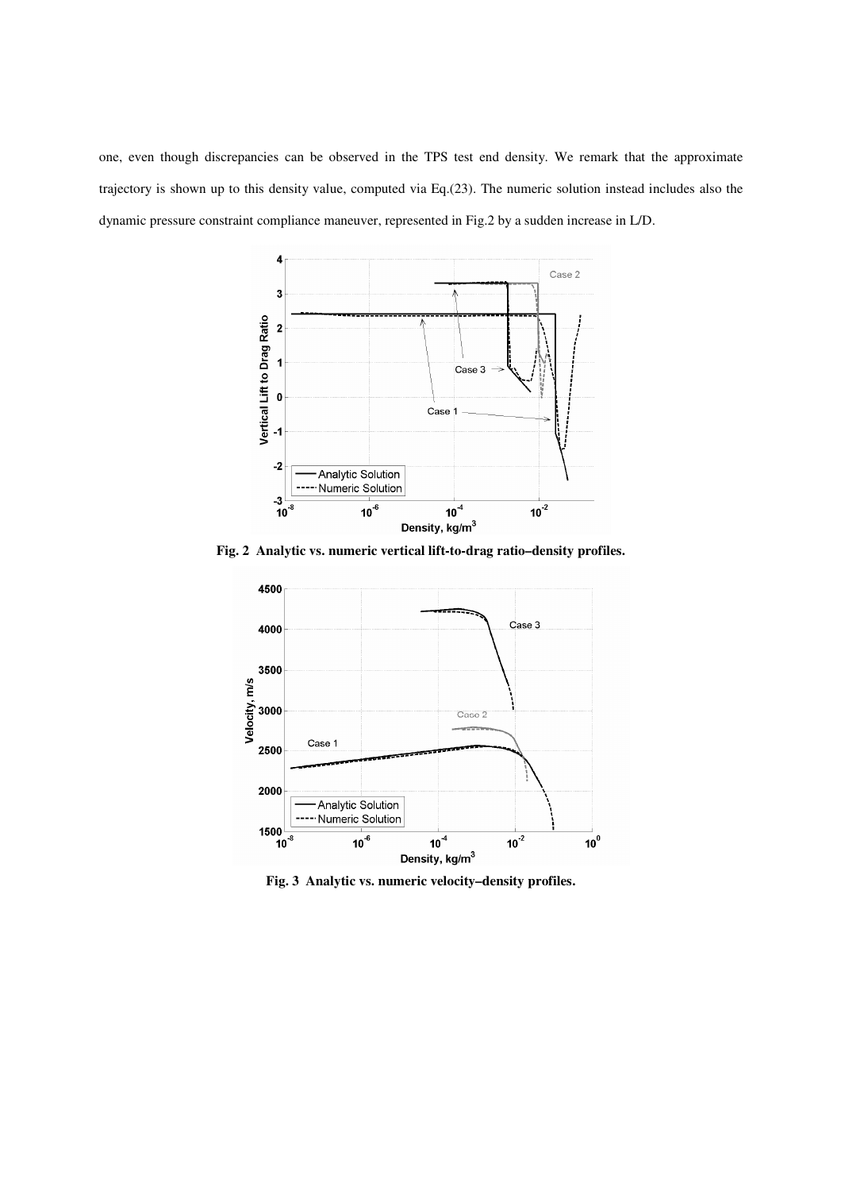one, even though discrepancies can be observed in the TPS test end density. We remark that the approximate trajectory is shown up to this density value, computed via Eq.(23). The numeric solution instead includes also the dynamic pressure constraint compliance maneuver, represented in Fig.2 by a sudden increase in L/D.

**Fig. 2 Analytic vs. numeric vertical lift-to-drag ratio–density profiles.**

**Fig. 3 Analytic vs. numeric velocity–density profiles.**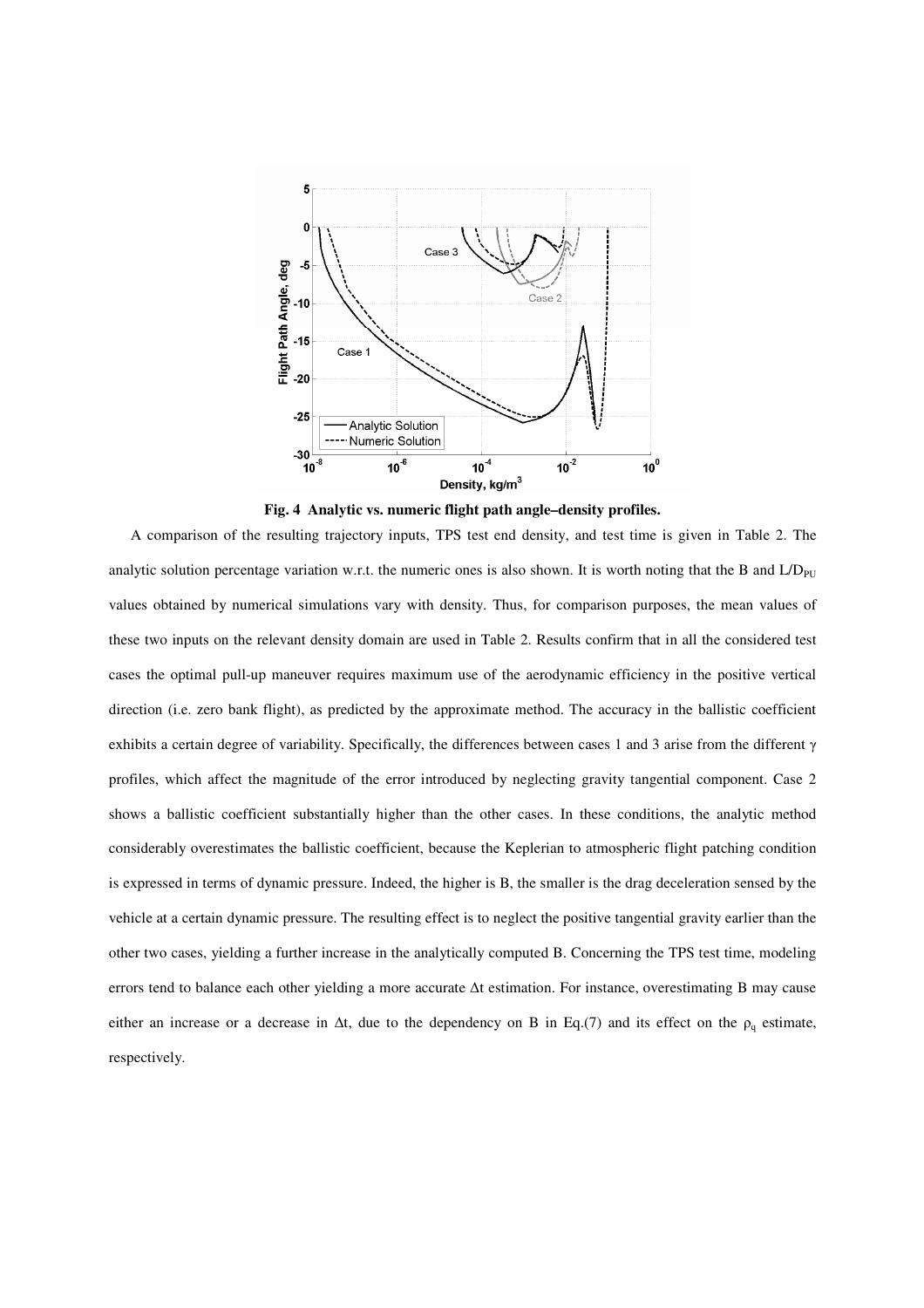**Fig. 4 Analytic vs. numeric flight path angle–density profiles.**

A comparison of the resulting trajectory inputs, TPS test end density, and test time is given in Table 2. The analytic solution percentage variation w.r.t. the numeric ones is also shown. It is worth noting that the B and $L/D_{PU}$ values obtained by numerical simulations vary with density. Thus, for comparison purposes, the mean values of these two inputs on the relevant density domain are used in Table 2. Results confirm that in all the considered test cases the optimal pull-up maneuver requires maximum use of the aerodynamic efficiency in the positive vertical direction (i.e. zero bank flight), as predicted by the approximate method. The accuracy in the ballistic coefficient exhibits a certain degree of variability. Specifically, the differences between cases 1 and 3 arise from the different $\gamma$ profiles, which affect the magnitude of the error introduced by neglecting gravity tangential component. Case 2 shows a ballistic coefficient substantially higher than the other cases. In these conditions, the analytic method considerably overestimates the ballistic coefficient, because the Keplerian to atmospheric flight patching condition is expressed in terms of dynamic pressure. Indeed, the higher is B, the smaller is the drag deceleration sensed by the vehicle at a certain dynamic pressure. The resulting effect is to neglect the positive tangential gravity earlier than the other two cases, yielding a further increase in the analytically computed B. Concerning the TPS test time, modeling errors tend to balance each other yielding a more accurate $\Delta t$ estimation. For instance, overestimating B may cause either an increase or a decrease in $\Delta t$, due to the dependency on B in Eq.(7) and its effect on the $\rho_q$ estimate, respectively.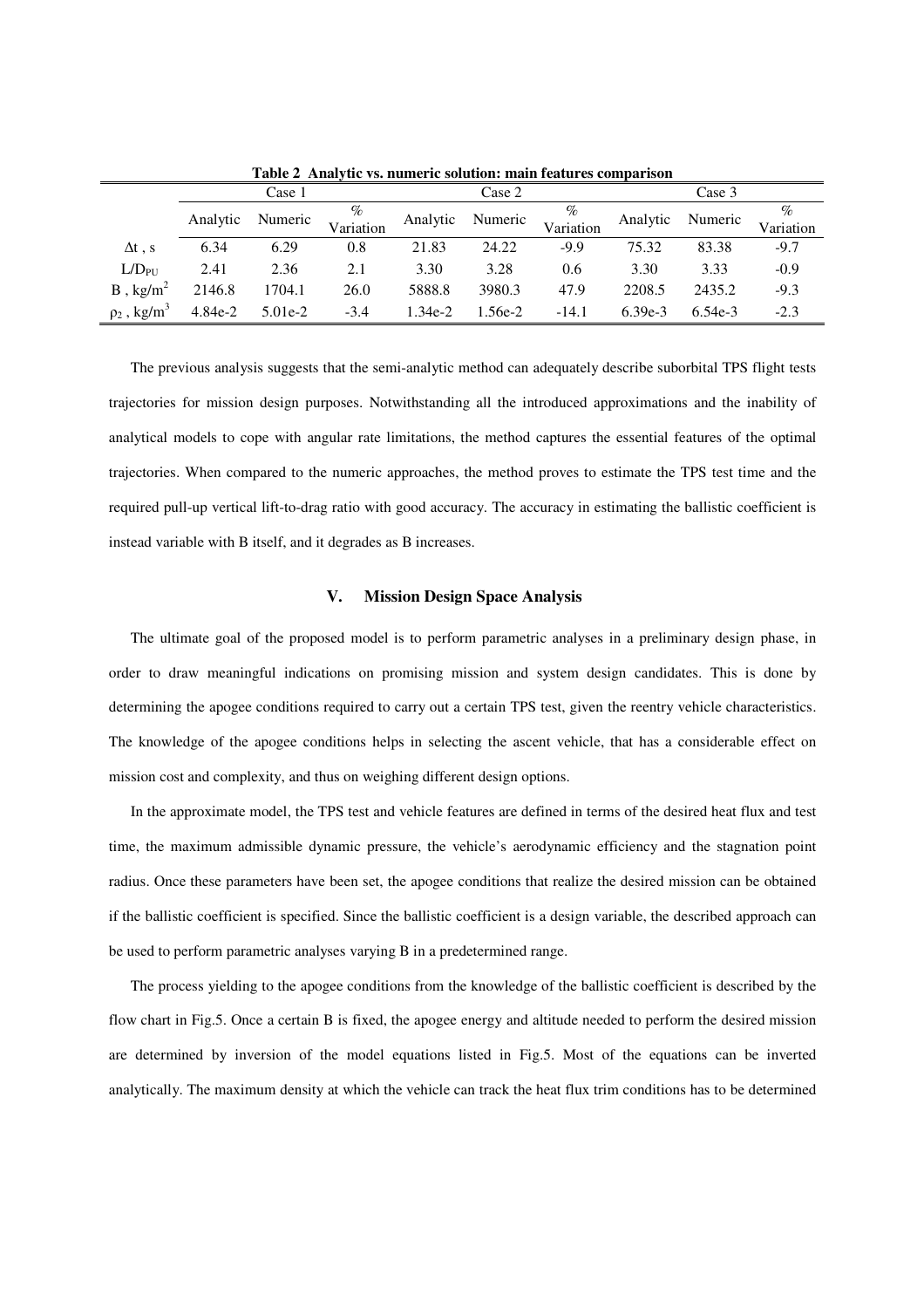**Table 2 Analytic vs. numeric solution: main features comparison**

| | Case 1 | | | Case 2 | | | Case 3 | | |
|---|---|---|---|---|---|---|---|---|---|
| | Analytic | Numeric | % Variation | Analytic | Numeric | % Variation | Analytic | Numeric | % Variation |
| $\Delta t$ , s | 6.34 | 6.29 | 0.8 | 21.83 | 24.22 | -9.9 | 75.32 | 83.38 | -9.7 |
| $L/D_{PU}$ | 2.41 | 2.36 | 2.1 | 3.30 | 3.28 | 0.6 | 3.30 | 3.33 | -0.9 |
| B , kg/m$^2$ | 2146.8 | 1704.1 | 26.0 | 5888.8 | 3980.3 | 47.9 | 2208.5 | 2435.2 | -9.3 |
| $\rho_2$ , kg/m$^3$ | 4.84e-2 | 5.01e-2 | -3.4 | 1.34e-2 | 1.56e-2 | -14.1 | 6.39e-3 | 6.54e-3 | -2.3 |

The previous analysis suggests that the semi-analytic method can adequately describe suborbital TPS flight tests trajectories for mission design purposes. Notwithstanding all the introduced approximations and the inability of analytical models to cope with angular rate limitations, the method captures the essential features of the optimal trajectories. When compared to the numeric approaches, the method proves to estimate the TPS test time and the required pull-up vertical lift-to-drag ratio with good accuracy. The accuracy in estimating the ballistic coefficient is instead variable with B itself, and it degrades as B increases.

## V. Mission Design Space Analysis

The ultimate goal of the proposed model is to perform parametric analyses in a preliminary design phase, in order to draw meaningful indications on promising mission and system design candidates. This is done by determining the apogee conditions required to carry out a certain TPS test, given the reentry vehicle characteristics. The knowledge of the apogee conditions helps in selecting the ascent vehicle, that has a considerable effect on mission cost and complexity, and thus on weighing different design options.

In the approximate model, the TPS test and vehicle features are defined in terms of the desired heat flux and test time, the maximum admissible dynamic pressure, the vehicle's aerodynamic efficiency and the stagnation point radius. Once these parameters have been set, the apogee conditions that realize the desired mission can be obtained if the ballistic coefficient is specified. Since the ballistic coefficient is a design variable, the described approach can be used to perform parametric analyses varying B in a predetermined range.

The process yielding to the apogee conditions from the knowledge of the ballistic coefficient is described by the flow chart in Fig.5. Once a certain B is fixed, the apogee energy and altitude needed to perform the desired mission are determined by inversion of the model equations listed in Fig.5. Most of the equations can be inverted analytically. The maximum density at which the vehicle can track the heat flux trim conditions has to be determined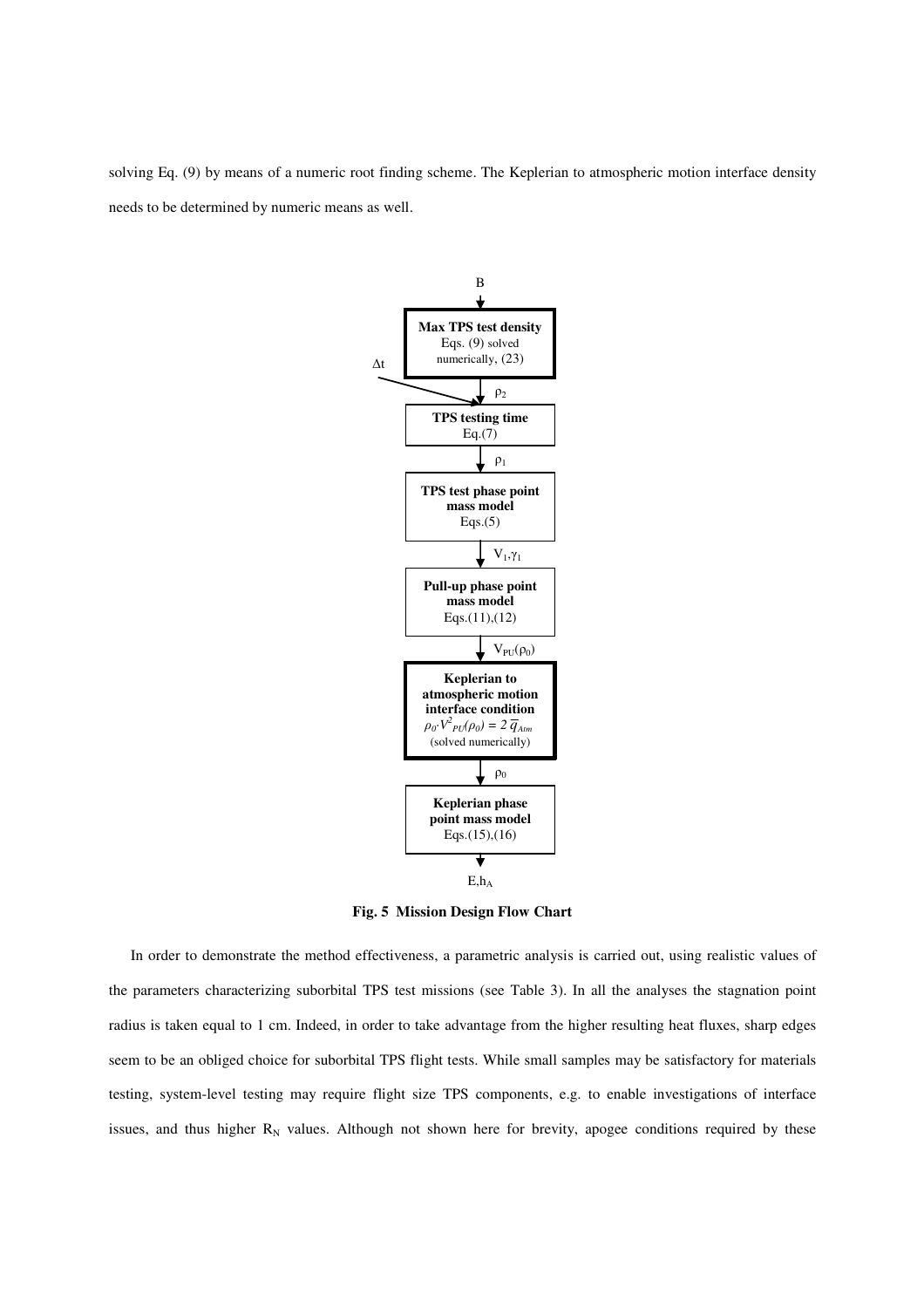solving Eq. (9) by means of a numeric root finding scheme. The Keplerian to atmospheric motion interface density needs to be determined by numeric means as well.

B

**Max TPS test density**
Eqs. (9) solved numerically, (23)

$\Delta t$

$\rho_2$

**TPS testing time**
Eq.(7)

$\rho_1$

**TPS test phase point mass model**
Eqs.(5)

$V_1, \gamma_1$

**Pull-up phase point mass model**
Eqs.(11),(12)

$V_{PU}(\rho_0)$

**Keplerian to atmospheric motion interface condition**
$\rho_0 \cdot V^2_{PU}(\rho_0) = 2\,\overline{q}_{Atm}$
(solved numerically)

$\rho_0$

**Keplerian phase point mass model**
Eqs.(15),(16)

$E, h_A$

**Fig. 5 Mission Design Flow Chart**

In order to demonstrate the method effectiveness, a parametric analysis is carried out, using realistic values of the parameters characterizing suborbital TPS test missions (see Table 3). In all the analyses the stagnation point radius is taken equal to 1 cm. Indeed, in order to take advantage from the higher resulting heat fluxes, sharp edges seem to be an obliged choice for suborbital TPS flight tests. While small samples may be satisfactory for materials testing, system-level testing may require flight size TPS components, e.g. to enable investigations of interface issues, and thus higher $R_N$ values. Although not shown here for brevity, apogee conditions required by these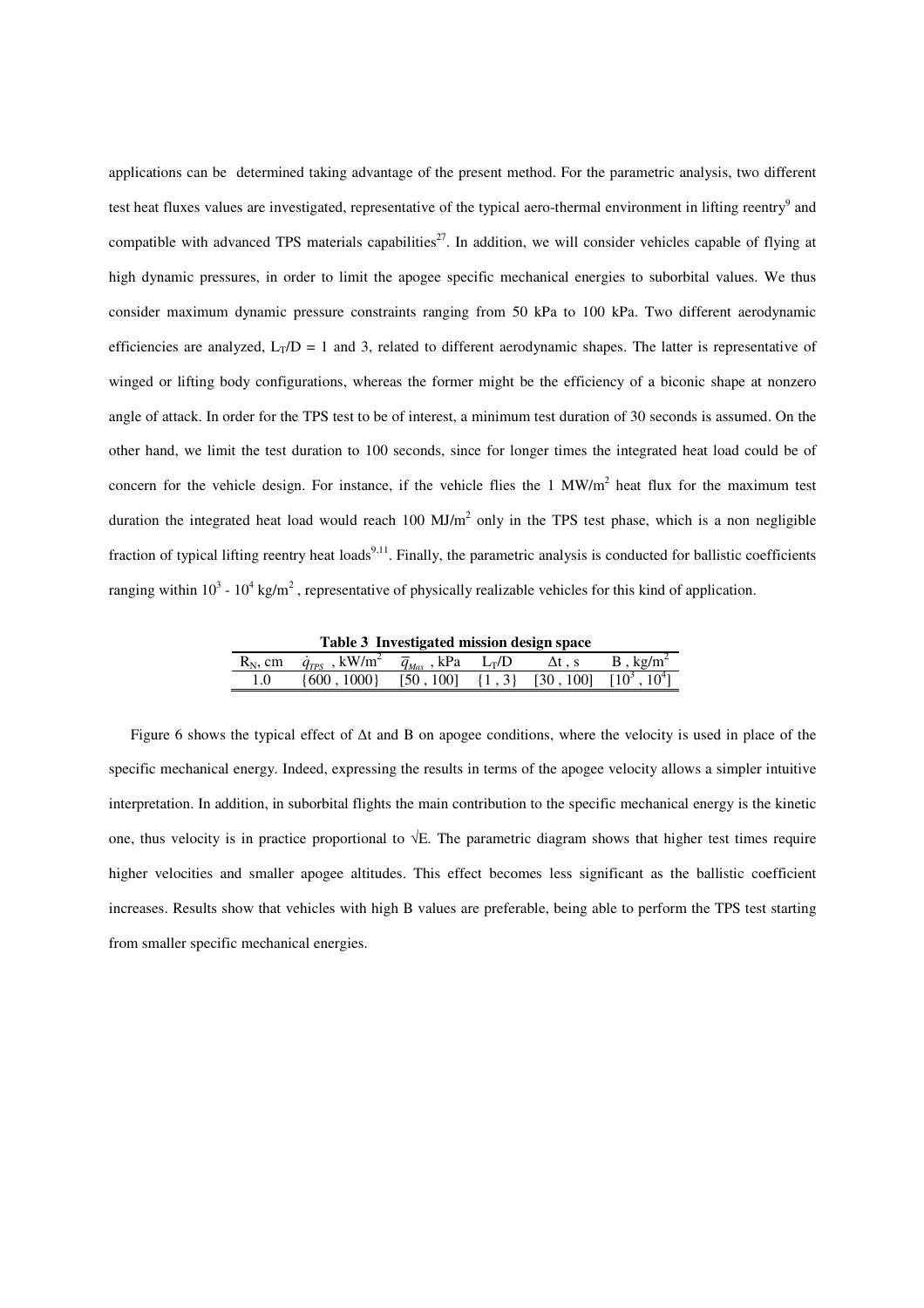applications can be determined taking advantage of the present method. For the parametric analysis, two different test heat fluxes values are investigated, representative of the typical aero-thermal environment in lifting reentry[9] and compatible with advanced TPS materials capabilities[27]. In addition, we will consider vehicles capable of flying at high dynamic pressures, in order to limit the apogee specific mechanical energies to suborbital values. We thus consider maximum dynamic pressure constraints ranging from 50 kPa to 100 kPa. Two different aerodynamic efficiencies are analyzed, $L_T/D = 1$ and 3, related to different aerodynamic shapes. The latter is representative of winged or lifting body configurations, whereas the former might be the efficiency of a biconic shape at nonzero angle of attack. In order for the TPS test to be of interest, a minimum test duration of 30 seconds is assumed. On the other hand, we limit the test duration to 100 seconds, since for longer times the integrated heat load could be of concern for the vehicle design. For instance, if the vehicle flies the 1 MW/m$^2$ heat flux for the maximum test duration the integrated heat load would reach 100 MJ/m$^2$ only in the TPS test phase, which is a non negligible fraction of typical lifting reentry heat loads[9,11]. Finally, the parametric analysis is conducted for ballistic coefficients ranging within $10^3$ - $10^4$ kg/m$^2$, representative of physically realizable vehicles for this kind of application.

**Table 3 Investigated mission design space**

| $R_N$, cm | $\dot{q}_{TPS}$, kW/m$^2$ | $\overline{q}_{Max}$, kPa | $L_T/D$ | $\Delta t$, s | B, kg/m$^2$ |
|---|---|---|---|---|---|
| 1.0 | {600 , 1000} | [50 , 100] | {1 , 3} | [30 , 100] | [$10^3$ , $10^4$] |

Figure 6 shows the typical effect of $\Delta t$ and B on apogee conditions, where the velocity is used in place of the specific mechanical energy. Indeed, expressing the results in terms of the apogee velocity allows a simpler intuitive interpretation. In addition, in suborbital flights the main contribution to the specific mechanical energy is the kinetic one, thus velocity is in practice proportional to $\sqrt{E}$. The parametric diagram shows that higher test times require higher velocities and smaller apogee altitudes. This effect becomes less significant as the ballistic coefficient increases. Results show that vehicles with high B values are preferable, being able to perform the TPS test starting from smaller specific mechanical energies.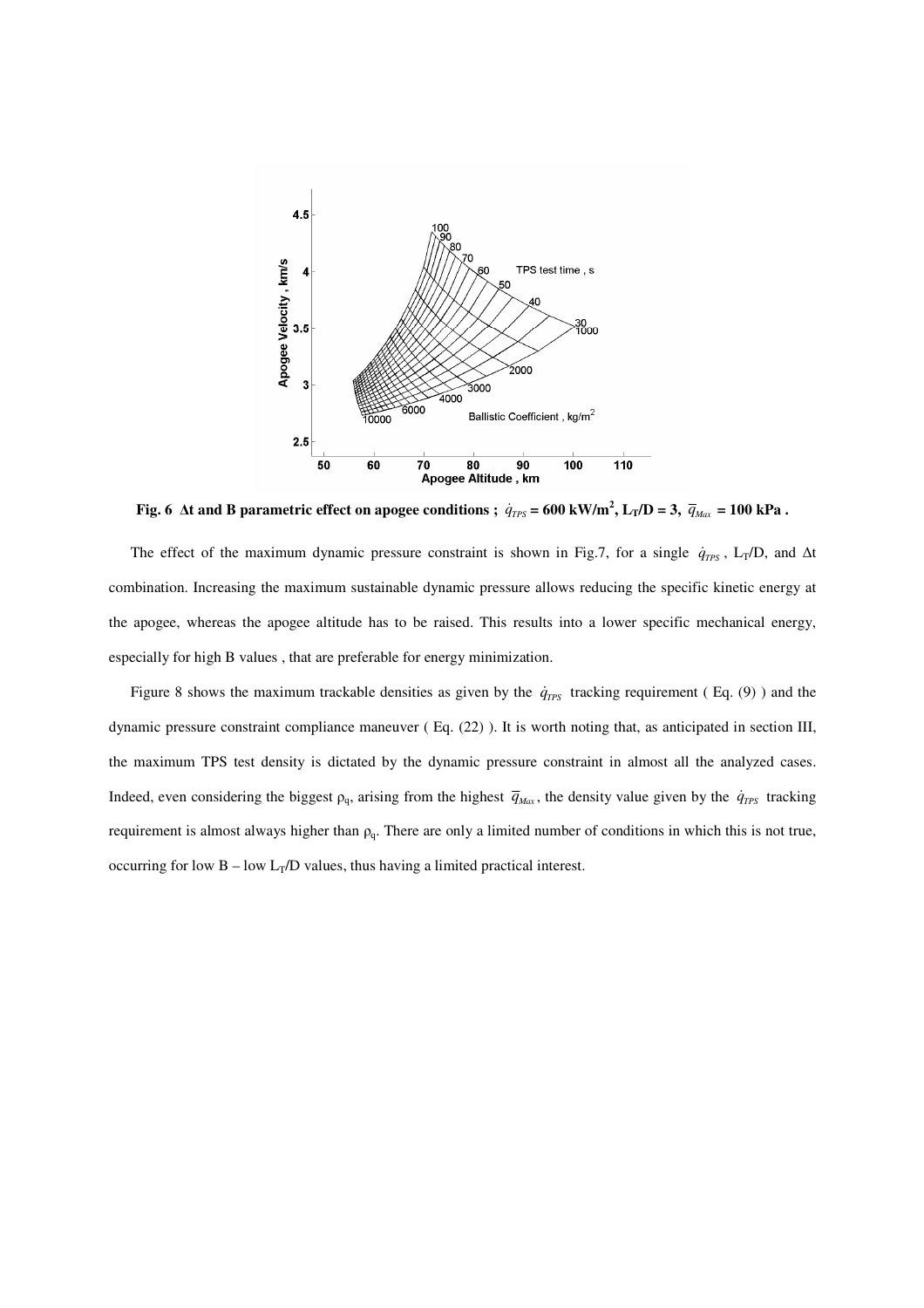Fig. 6 **Δt and B parametric effect on apogee conditions ; $\dot{q}_{TPS}$ = 600 kW/m$^2$, L$_T$/D = 3, $\overline{q}_{Max}$ = 100 kPa .**

The effect of the maximum dynamic pressure constraint is shown in Fig.7, for a single $\dot{q}_{TPS}$, $L_T/D$, and Δt combination. Increasing the maximum sustainable dynamic pressure allows reducing the specific kinetic energy at the apogee, whereas the apogee altitude has to be raised. This results into a lower specific mechanical energy, especially for high B values , that are preferable for energy minimization.

Figure 8 shows the maximum trackable densities as given by the $\dot{q}_{TPS}$ tracking requirement ( Eq. (9) ) and the dynamic pressure constraint compliance maneuver ( Eq. (22) ). It is worth noting that, as anticipated in section III, the maximum TPS test density is dictated by the dynamic pressure constraint in almost all the analyzed cases. Indeed, even considering the biggest $\rho_q$, arising from the highest $\overline{q}_{Max}$, the density value given by the $\dot{q}_{TPS}$ tracking requirement is almost always higher than $\rho_q$. There are only a limited number of conditions in which this is not true, occurring for low B – low $L_T/D$ values, thus having a limited practical interest.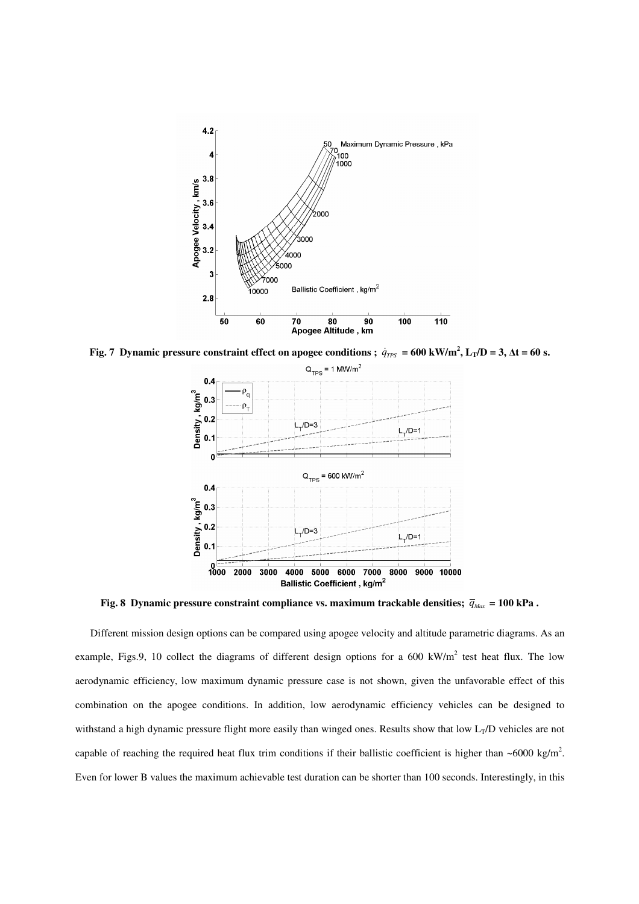**Fig. 7 Dynamic pressure constraint effect on apogee conditions ; $\dot{q}_{TPS}$ = 600 kW/m$^2$, $L_T/D$ = 3, Δt = 60 s.**

**Fig. 8 Dynamic pressure constraint compliance vs. maximum trackable densities; $\bar{q}_{Max}$ = 100 kPa .**

Different mission design options can be compared using apogee velocity and altitude parametric diagrams. As an example, Figs.9, 10 collect the diagrams of different design options for a 600 kW/m$^2$ test heat flux. The low aerodynamic efficiency, low maximum dynamic pressure case is not shown, given the unfavorable effect of this combination on the apogee conditions. In addition, low aerodynamic efficiency vehicles can be designed to withstand a high dynamic pressure flight more easily than winged ones. Results show that low $L_T/D$ vehicles are not capable of reaching the required heat flux trim conditions if their ballistic coefficient is higher than ~6000 kg/m$^2$. Even for lower B values the maximum achievable test duration can be shorter than 100 seconds. Interestingly, in this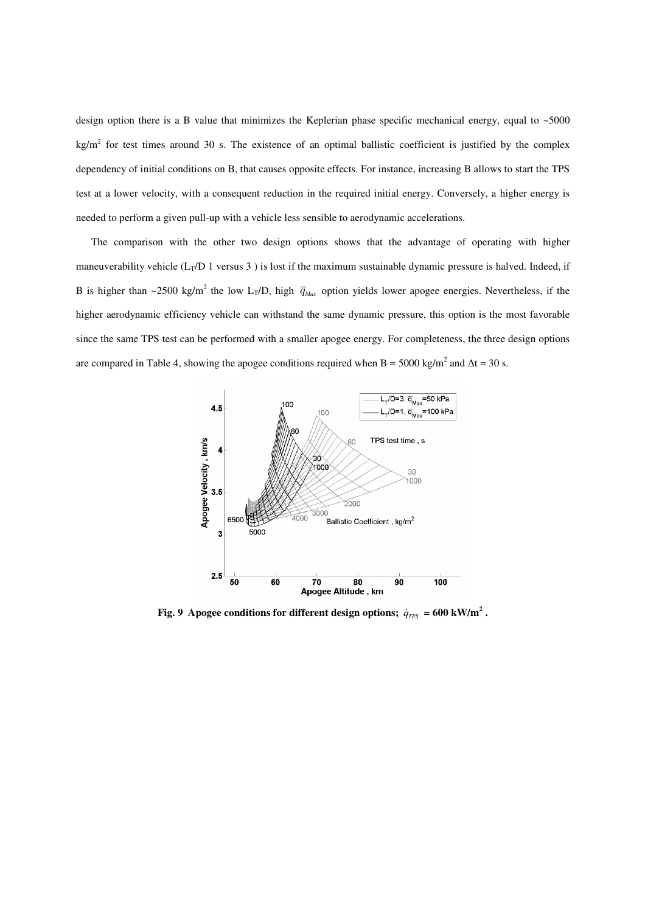design option there is a B value that minimizes the Keplerian phase specific mechanical energy, equal to ~5000 kg/m$^2$ for test times around 30 s. The existence of an optimal ballistic coefficient is justified by the complex dependency of initial conditions on B, that causes opposite effects. For instance, increasing B allows to start the TPS test at a lower velocity, with a consequent reduction in the required initial energy. Conversely, a higher energy is needed to perform a given pull-up with a vehicle less sensible to aerodynamic accelerations.

The comparison with the other two design options shows that the advantage of operating with higher maneuverability vehicle ($L_T/D$ 1 versus 3 ) is lost if the maximum sustainable dynamic pressure is halved. Indeed, if B is higher than ~2500 kg/m$^2$ the low $L_T/D$, high $\overline{q}_{Max}$ option yields lower apogee energies. Nevertheless, if the higher aerodynamic efficiency vehicle can withstand the same dynamic pressure, this option is the most favorable since the same TPS test can be performed with a smaller apogee energy. For completeness, the three design options are compared in Table 4, showing the apogee conditions required when B = 5000 kg/m$^2$ and $\Delta t$ = 30 s.

**Fig. 9 Apogee conditions for different design options; $\dot{q}_{TPS}$ = 600 kW/m$^2$ .**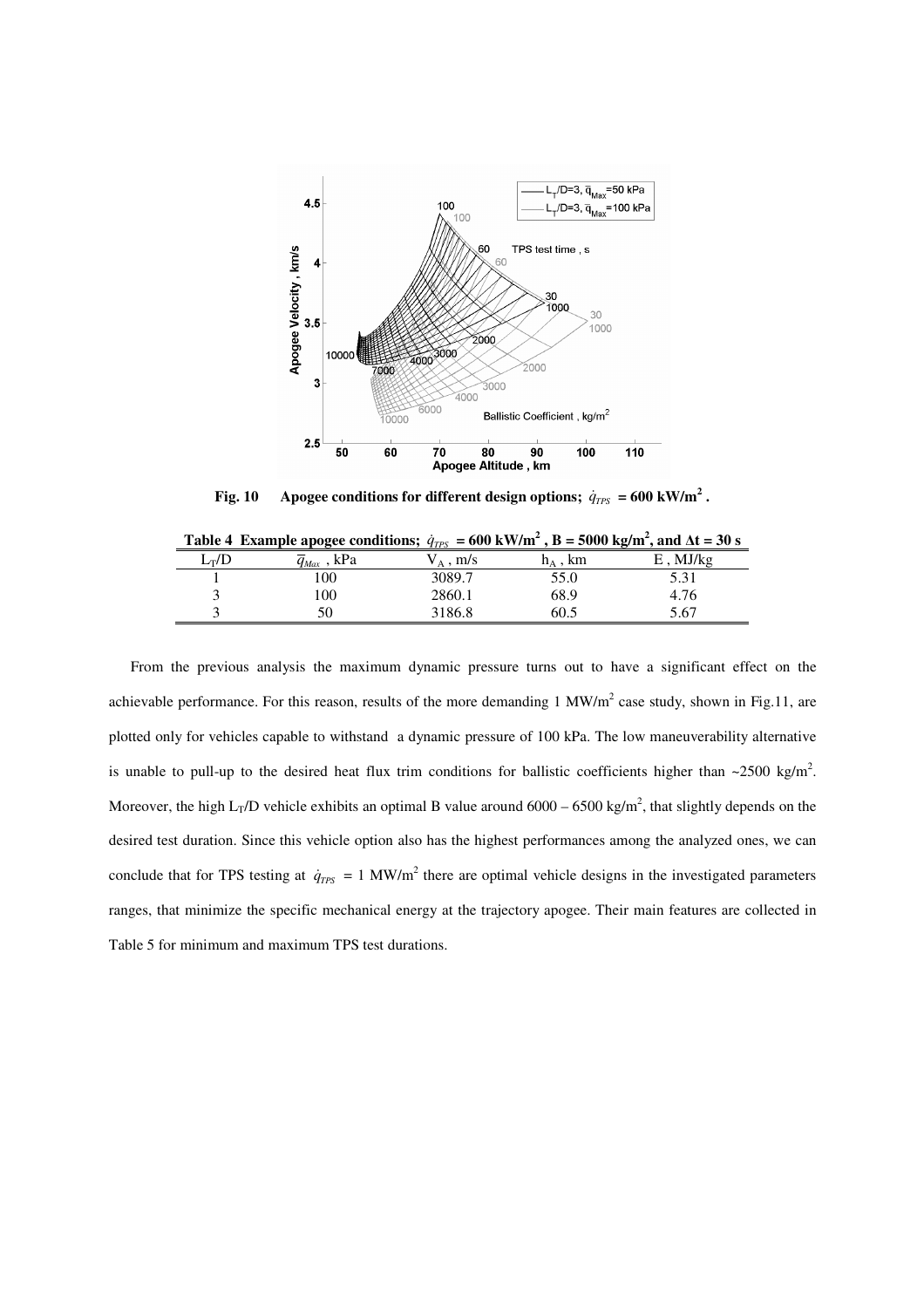**Fig. 10 Apogee conditions for different design options; $\dot{q}_{TPS}$ = 600 kW/m$^2$ .**

**Table 4 Example apogee conditions; $\dot{q}_{TPS}$ = 600 kW/m$^2$ , B = 5000 kg/m$^2$, and $\Delta$t = 30 s**

| $L_T/D$ | $\overline{q}_{Max}$ , kPa | $V_A$ , m/s | $h_A$ , km | E , MJ/kg |
|---|---|---|---|---|
| 1 | 100 | 3089.7 | 55.0 | 5.31 |
| 3 | 100 | 2860.1 | 68.9 | 4.76 |
| 3 | 50 | 3186.8 | 60.5 | 5.67 |

From the previous analysis the maximum dynamic pressure turns out to have a significant effect on the achievable performance. For this reason, results of the more demanding 1 MW/m$^2$ case study, shown in Fig.11, are plotted only for vehicles capable to withstand a dynamic pressure of 100 kPa. The low maneuverability alternative is unable to pull-up to the desired heat flux trim conditions for ballistic coefficients higher than ~2500 kg/m$^2$. Moreover, the high $L_T/D$ vehicle exhibits an optimal B value around 6000 – 6500 kg/m$^2$, that slightly depends on the desired test duration. Since this vehicle option also has the highest performances among the analyzed ones, we can conclude that for TPS testing at $\dot{q}_{TPS}$ = 1 MW/m$^2$ there are optimal vehicle designs in the investigated parameters ranges, that minimize the specific mechanical energy at the trajectory apogee. Their main features are collected in Table 5 for minimum and maximum TPS test durations.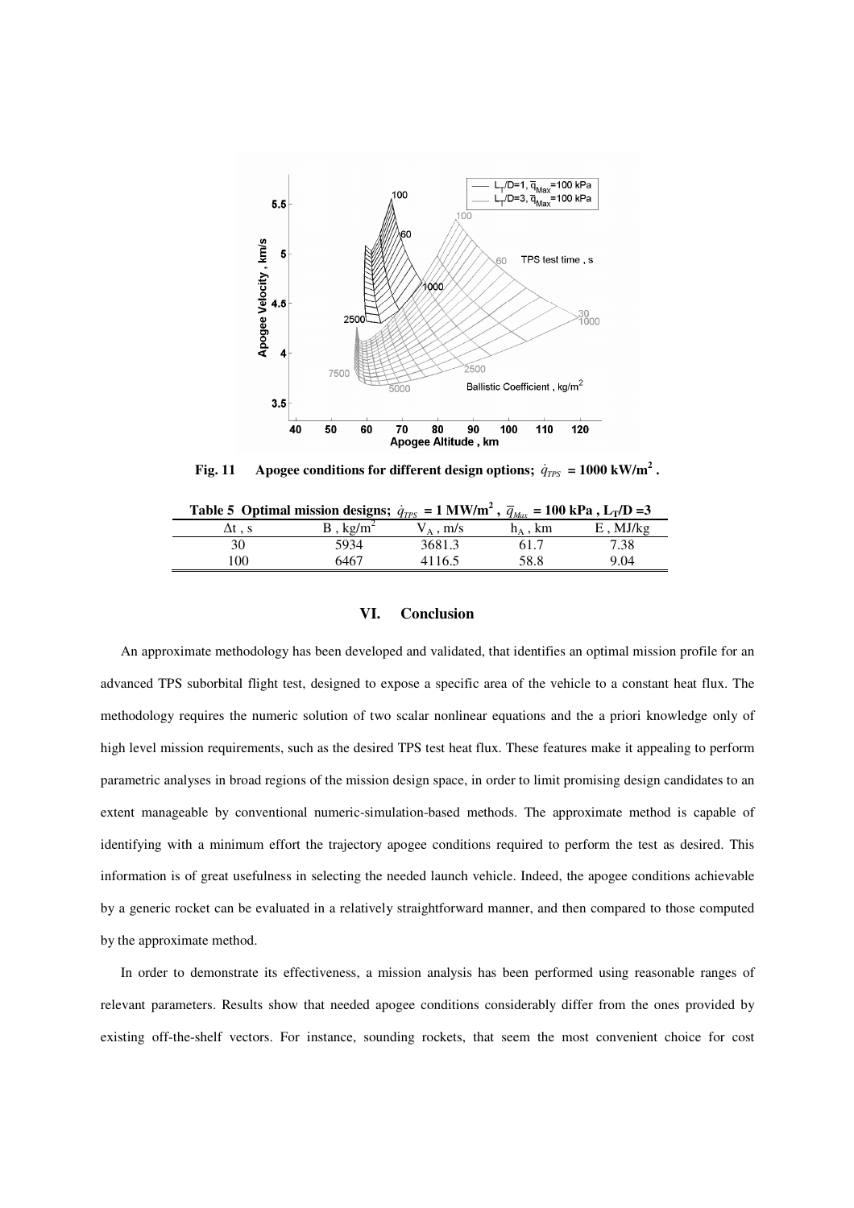Fig. 11 Apogee conditions for different design options; $\dot{q}_{TPS}$ = 1000 kW/m$^2$ .

**Table 5 Optimal mission designs; $\dot{q}_{TPS}$ = 1 MW/m$^2$ , $\overline{q}_{Max}$ = 100 kPa , $L_T/D$ =3**

| $\Delta t$ , s | B , kg/m$^2$ | $V_A$ , m/s | $h_A$ , km | E , MJ/kg |
|---|---|---|---|---|
| 30 | 5934 | 3681.3 | 61.7 | 7.38 |
| 100 | 6467 | 4116.5 | 58.8 | 9.04 |

## VI. Conclusion

An approximate methodology has been developed and validated, that identifies an optimal mission profile for an advanced TPS suborbital flight test, designed to expose a specific area of the vehicle to a constant heat flux. The methodology requires the numeric solution of two scalar nonlinear equations and the a priori knowledge only of high level mission requirements, such as the desired TPS test heat flux. These features make it appealing to perform parametric analyses in broad regions of the mission design space, in order to limit promising design candidates to an extent manageable by conventional numeric-simulation-based methods. The approximate method is capable of identifying with a minimum effort the trajectory apogee conditions required to perform the test as desired. This information is of great usefulness in selecting the needed launch vehicle. Indeed, the apogee conditions achievable by a generic rocket can be evaluated in a relatively straightforward manner, and then compared to those computed by the approximate method.

In order to demonstrate its effectiveness, a mission analysis has been performed using reasonable ranges of relevant parameters. Results show that needed apogee conditions considerably differ from the ones provided by existing off-the-shelf vectors. For instance, sounding rockets, that seem the most convenient choice for cost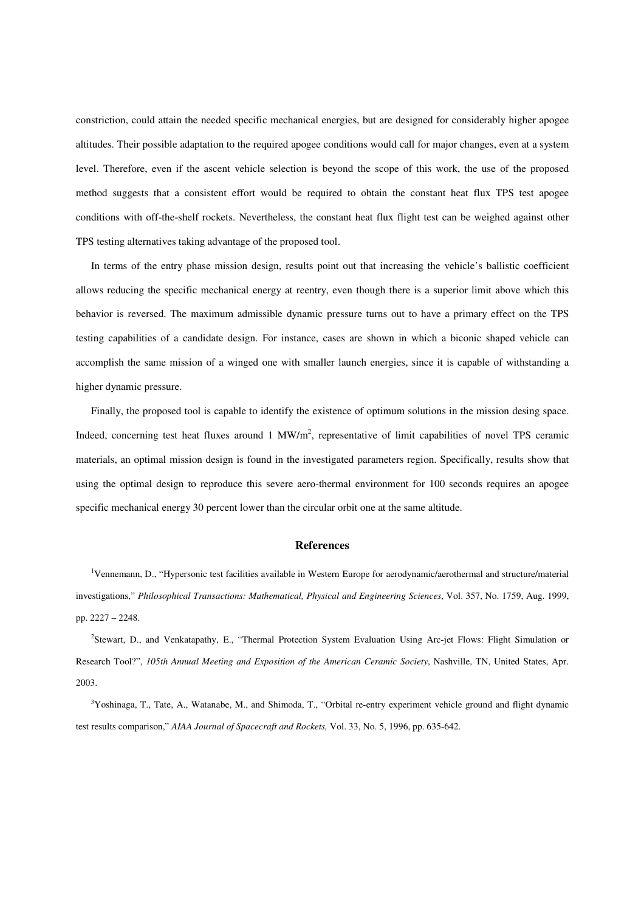constriction, could attain the needed specific mechanical energies, but are designed for considerably higher apogee altitudes. Their possible adaptation to the required apogee conditions would call for major changes, even at a system level. Therefore, even if the ascent vehicle selection is beyond the scope of this work, the use of the proposed method suggests that a consistent effort would be required to obtain the constant heat flux TPS test apogee conditions with off-the-shelf rockets. Nevertheless, the constant heat flux flight test can be weighed against other TPS testing alternatives taking advantage of the proposed tool.

In terms of the entry phase mission design, results point out that increasing the vehicle's ballistic coefficient allows reducing the specific mechanical energy at reentry, even though there is a superior limit above which this behavior is reversed. The maximum admissible dynamic pressure turns out to have a primary effect on the TPS testing capabilities of a candidate design. For instance, cases are shown in which a biconic shaped vehicle can accomplish the same mission of a winged one with smaller launch energies, since it is capable of withstanding a higher dynamic pressure.

Finally, the proposed tool is capable to identify the existence of optimum solutions in the mission desing space. Indeed, concerning test heat fluxes around 1 $MW/m^2$, representative of limit capabilities of novel TPS ceramic materials, an optimal mission design is found in the investigated parameters region. Specifically, results show that using the optimal design to reproduce this severe aero-thermal environment for 100 seconds requires an apogee specific mechanical energy 30 percent lower than the circular orbit one at the same altitude.

## References

[1]Vennemann, D., "Hypersonic test facilities available in Western Europe for aerodynamic/aerothermal and structure/material investigations," *Philosophical Transactions: Mathematical, Physical and Engineering Sciences*, Vol. 357, No. 1759, Aug. 1999, pp. 2227 – 2248.

[2]Stewart, D., and Venkatapathy, E., "Thermal Protection System Evaluation Using Arc-jet Flows: Flight Simulation or Research Tool?", *105th Annual Meeting and Exposition of the American Ceramic Society*, Nashville, TN, United States, Apr. 2003.

[3]Yoshinaga, T., Tate, A., Watanabe, M., and Shimoda, T., "Orbital re-entry experiment vehicle ground and flight dynamic test results comparison," *AIAA Journal of Spacecraft and Rockets,* Vol. 33, No. 5, 1996, pp. 635-642.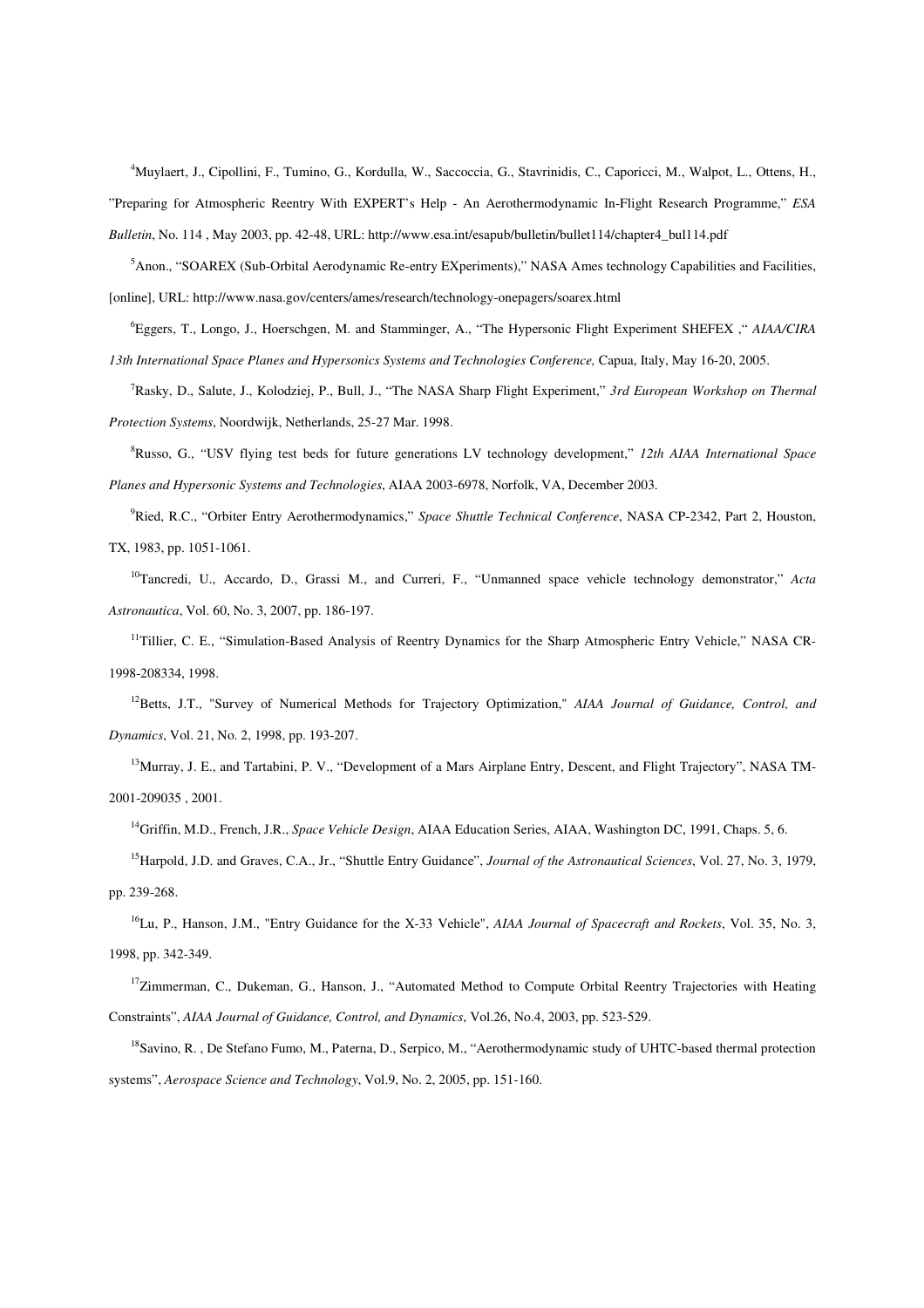[4]Muylaert, J., Cipollini, F., Tumino, G., Kordulla, W., Saccoccia, G., Stavrinidis, C., Caporicci, M., Walpot, L., Ottens, H., "Preparing for Atmospheric Reentry With EXPERT's Help - An Aerothermodynamic In-Flight Research Programme," *ESA Bulletin*, No. 114 , May 2003, pp. 42-48, URL: http://www.esa.int/esapub/bulletin/bullet114/chapter4_bul114.pdf

[5]Anon., "SOAREX (Sub-Orbital Aerodynamic Re-entry EXperiments)," NASA Ames technology Capabilities and Facilities, [online], URL: http://www.nasa.gov/centers/ames/research/technology-onepagers/soarex.html

[6]Eggers, T., Longo, J., Hoerschgen, M. and Stamminger, A., "The Hypersonic Flight Experiment SHEFEX ," *AIAA/CIRA 13th International Space Planes and Hypersonics Systems and Technologies Conference,* Capua, Italy, May 16-20, 2005.

[7]Rasky, D., Salute, J., Kolodziej, P., Bull, J., "The NASA Sharp Flight Experiment," *3rd European Workshop on Thermal Protection Systems*, Noordwijk, Netherlands, 25-27 Mar. 1998.

[8]Russo, G., "USV flying test beds for future generations LV technology development," *12th AIAA International Space Planes and Hypersonic Systems and Technologies*, AIAA 2003-6978, Norfolk, VA, December 2003.

[9]Ried, R.C., "Orbiter Entry Aerothermodynamics," *Space Shuttle Technical Conference*, NASA CP-2342, Part 2, Houston, TX, 1983, pp. 1051-1061.

[10]Tancredi, U., Accardo, D., Grassi M., and Curreri, F., "Unmanned space vehicle technology demonstrator," *Acta Astronautica*, Vol. 60, No. 3, 2007, pp. 186-197.

[11]Tillier, C. E., "Simulation-Based Analysis of Reentry Dynamics for the Sharp Atmospheric Entry Vehicle," NASA CR-1998-208334, 1998.

[12]Betts, J.T., "Survey of Numerical Methods for Trajectory Optimization," *AIAA Journal of Guidance, Control, and Dynamics*, Vol. 21, No. 2, 1998, pp. 193-207.

[13]Murray, J. E., and Tartabini, P. V., "Development of a Mars Airplane Entry, Descent, and Flight Trajectory", NASA TM-2001-209035 , 2001.

[14]Griffin, M.D., French, J.R., *Space Vehicle Design*, AIAA Education Series, AIAA, Washington DC, 1991, Chaps. 5, 6.

[15]Harpold, J.D. and Graves, C.A., Jr., "Shuttle Entry Guidance", *Journal of the Astronautical Sciences*, Vol. 27, No. 3, 1979, pp. 239-268.

[16]Lu, P., Hanson, J.M., "Entry Guidance for the X-33 Vehicle", *AIAA Journal of Spacecraft and Rockets*, Vol. 35, No. 3, 1998, pp. 342-349.

[17]Zimmerman, C., Dukeman, G., Hanson, J., "Automated Method to Compute Orbital Reentry Trajectories with Heating Constraints", *AIAA Journal of Guidance, Control, and Dynamics*, Vol.26, No.4, 2003, pp. 523-529.

[18]Savino, R. , De Stefano Fumo, M., Paterna, D., Serpico, M., "Aerothermodynamic study of UHTC-based thermal protection systems", *Aerospace Science and Technology*, Vol.9, No. 2, 2005, pp. 151-160.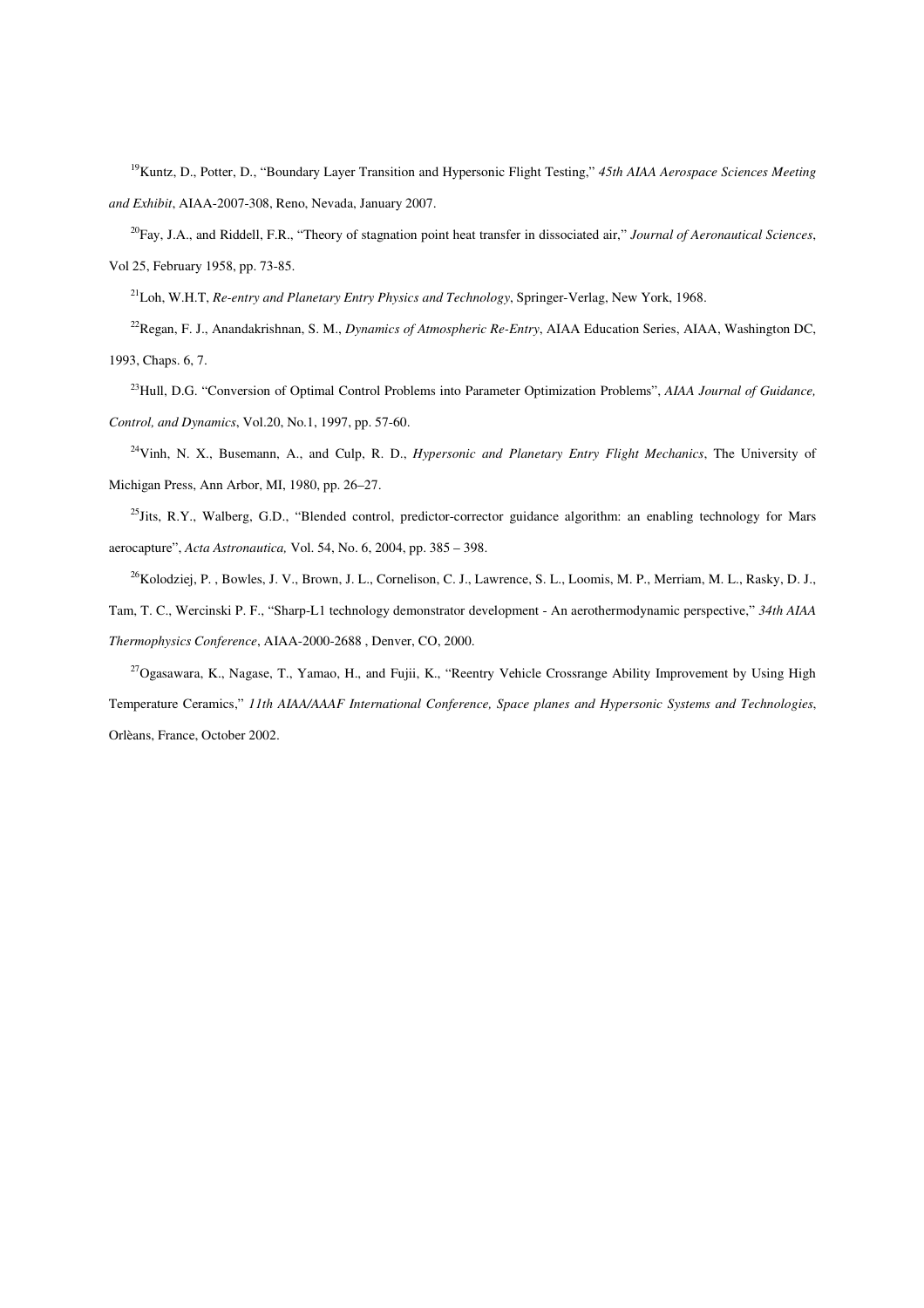[19]Kuntz, D., Potter, D., "Boundary Layer Transition and Hypersonic Flight Testing," *45th AIAA Aerospace Sciences Meeting and Exhibit*, AIAA-2007-308, Reno, Nevada, January 2007.

[20]Fay, J.A., and Riddell, F.R., "Theory of stagnation point heat transfer in dissociated air," *Journal of Aeronautical Sciences*, Vol 25, February 1958, pp. 73-85.

[21]Loh, W.H.T, *Re-entry and Planetary Entry Physics and Technology*, Springer-Verlag, New York, 1968.

[22]Regan, F. J., Anandakrishnan, S. M., *Dynamics of Atmospheric Re-Entry*, AIAA Education Series, AIAA, Washington DC, 1993, Chaps. 6, 7.

[23]Hull, D.G. "Conversion of Optimal Control Problems into Parameter Optimization Problems", *AIAA Journal of Guidance, Control, and Dynamics*, Vol.20, No.1, 1997, pp. 57-60.

[24]Vinh, N. X., Busemann, A., and Culp, R. D., *Hypersonic and Planetary Entry Flight Mechanics*, The University of Michigan Press, Ann Arbor, MI, 1980, pp. 26–27.

[25]Jits, R.Y., Walberg, G.D., "Blended control, predictor-corrector guidance algorithm: an enabling technology for Mars aerocapture", *Acta Astronautica,* Vol. 54, No. 6, 2004, pp. 385 – 398.

[26]Kolodziej, P. , Bowles, J. V., Brown, J. L., Cornelison, C. J., Lawrence, S. L., Loomis, M. P., Merriam, M. L., Rasky, D. J., Tam, T. C., Wercinski P. F., "Sharp-L1 technology demonstrator development - An aerothermodynamic perspective," *34th AIAA Thermophysics Conference*, AIAA-2000-2688 , Denver, CO, 2000.

[27]Ogasawara, K., Nagase, T., Yamao, H., and Fujii, K., "Reentry Vehicle Crossrange Ability Improvement by Using High Temperature Ceramics," *11th AIAA/AAAF International Conference, Space planes and Hypersonic Systems and Technologies*, Orlèans, France, October 2002.